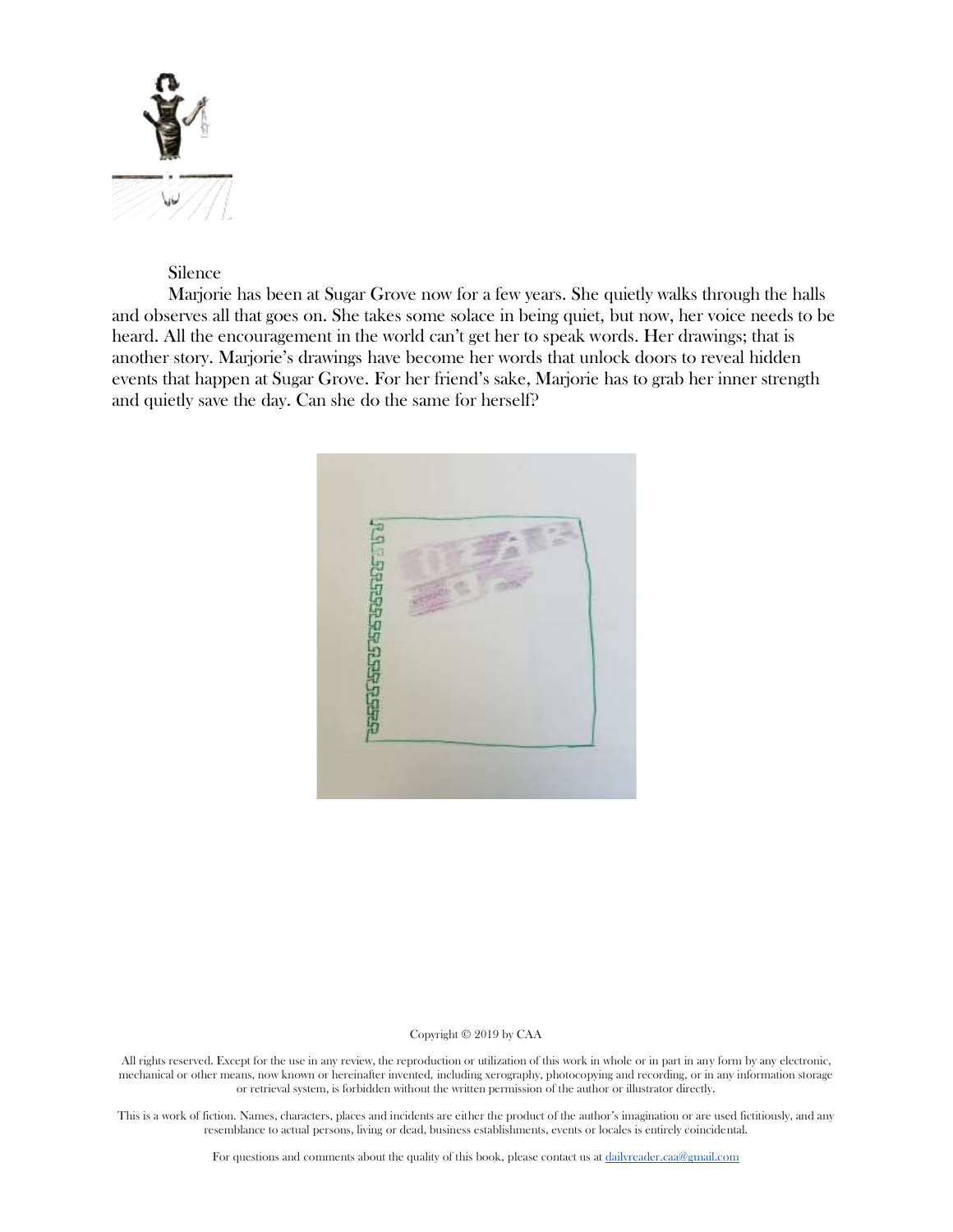Silence

Marjorie has been at Sugar Grove now for a few years. She quietly walks through the halls and observes all that goes on. She takes some solace in being quiet, but now, her voice needs to be heard. All the encouragement in the world can't get her to speak words. Her drawings; that is another story. Marjorie's drawings have become her words that unlock doors to reveal hidden events that happen at Sugar Grove. For her friend's sake, Marjorie has to grab her inner strength and quietly save the day. Can she do the same for herself?

Copyright © 2019 by CAA

All rights reserved. Except for the use in any review, the reproduction or utilization of this work in whole or in part in any form by any electronic, mechanical or other means, now known or hereinafter invented, including xerography, photocopying and recording, or in any information storage or retrieval system, is forbidden without the written permission of the author or illustrator directly.

This is a work of fiction. Names, characters, places and incidents are either the product of the author's imagination or are used fictitiously, and any resemblance to actual persons, living or dead, business establishments, events or locales is entirely coincidental.

For questions and comments about the quality of this book, please contact us at dailyreader.caa@gmail.com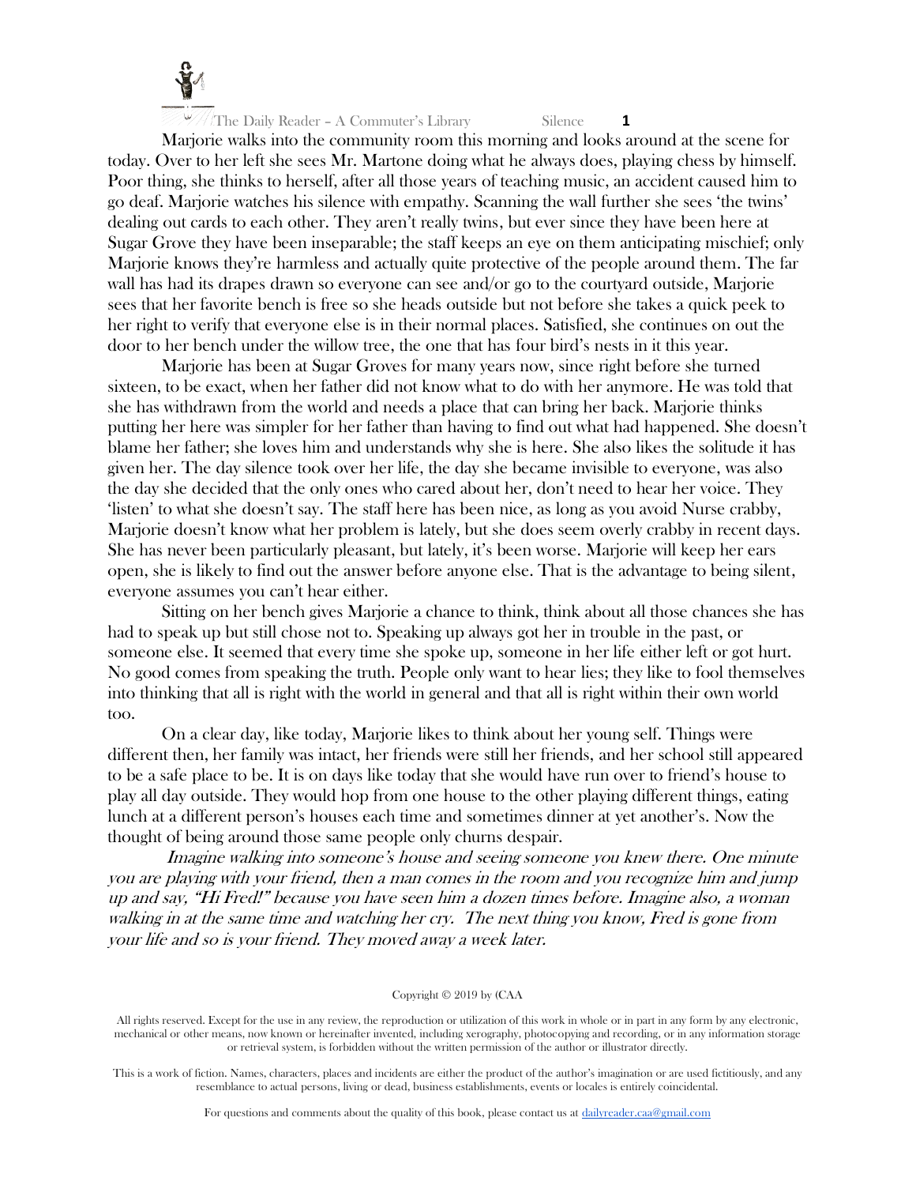Marjorie walks into the community room this morning and looks around at the scene for today. Over to her left she sees Mr. Martone doing what he always does, playing chess by himself. Poor thing, she thinks to herself, after all those years of teaching music, an accident caused him to go deaf. Marjorie watches his silence with empathy. Scanning the wall further she sees 'the twins' dealing out cards to each other. They aren't really twins, but ever since they have been here at Sugar Grove they have been inseparable; the staff keeps an eye on them anticipating mischief; only Marjorie knows they're harmless and actually quite protective of the people around them. The far wall has had its drapes drawn so everyone can see and/or go to the courtyard outside, Marjorie sees that her favorite bench is free so she heads outside but not before she takes a quick peek to her right to verify that everyone else is in their normal places. Satisfied, she continues on out the door to her bench under the willow tree, the one that has four bird's nests in it this year.

Marjorie has been at Sugar Groves for many years now, since right before she turned sixteen, to be exact, when her father did not know what to do with her anymore. He was told that she has withdrawn from the world and needs a place that can bring her back. Marjorie thinks putting her here was simpler for her father than having to find out what had happened. She doesn't blame her father; she loves him and understands why she is here. She also likes the solitude it has given her. The day silence took over her life, the day she became invisible to everyone, was also the day she decided that the only ones who cared about her, don't need to hear her voice. They 'listen' to what she doesn't say. The staff here has been nice, as long as you avoid Nurse crabby, Marjorie doesn't know what her problem is lately, but she does seem overly crabby in recent days. She has never been particularly pleasant, but lately, it's been worse. Marjorie will keep her ears open, she is likely to find out the answer before anyone else. That is the advantage to being silent, everyone assumes you can't hear either.

Sitting on her bench gives Marjorie a chance to think, think about all those chances she has had to speak up but still chose not to. Speaking up always got her in trouble in the past, or someone else. It seemed that every time she spoke up, someone in her life either left or got hurt. No good comes from speaking the truth. People only want to hear lies; they like to fool themselves into thinking that all is right with the world in general and that all is right within their own world too.

On a clear day, like today, Marjorie likes to think about her young self. Things were different then, her family was intact, her friends were still her friends, and her school still appeared to be a safe place to be. It is on days like today that she would have run over to friend's house to play all day outside. They would hop from one house to the other playing different things, eating lunch at a different person's houses each time and sometimes dinner at yet another's. Now the thought of being around those same people only churns despair.

*Imagine walking into someone's house and seeing someone you knew there. One minute you are playing with your friend, then a man comes in the room and you recognize him and jump up and say, "Hi Fred!" because you have seen him a dozen times before. Imagine also, a woman walking in at the same time and watching her cry. The next thing you know, Fred is gone from your life and so is your friend. They moved away a week later.*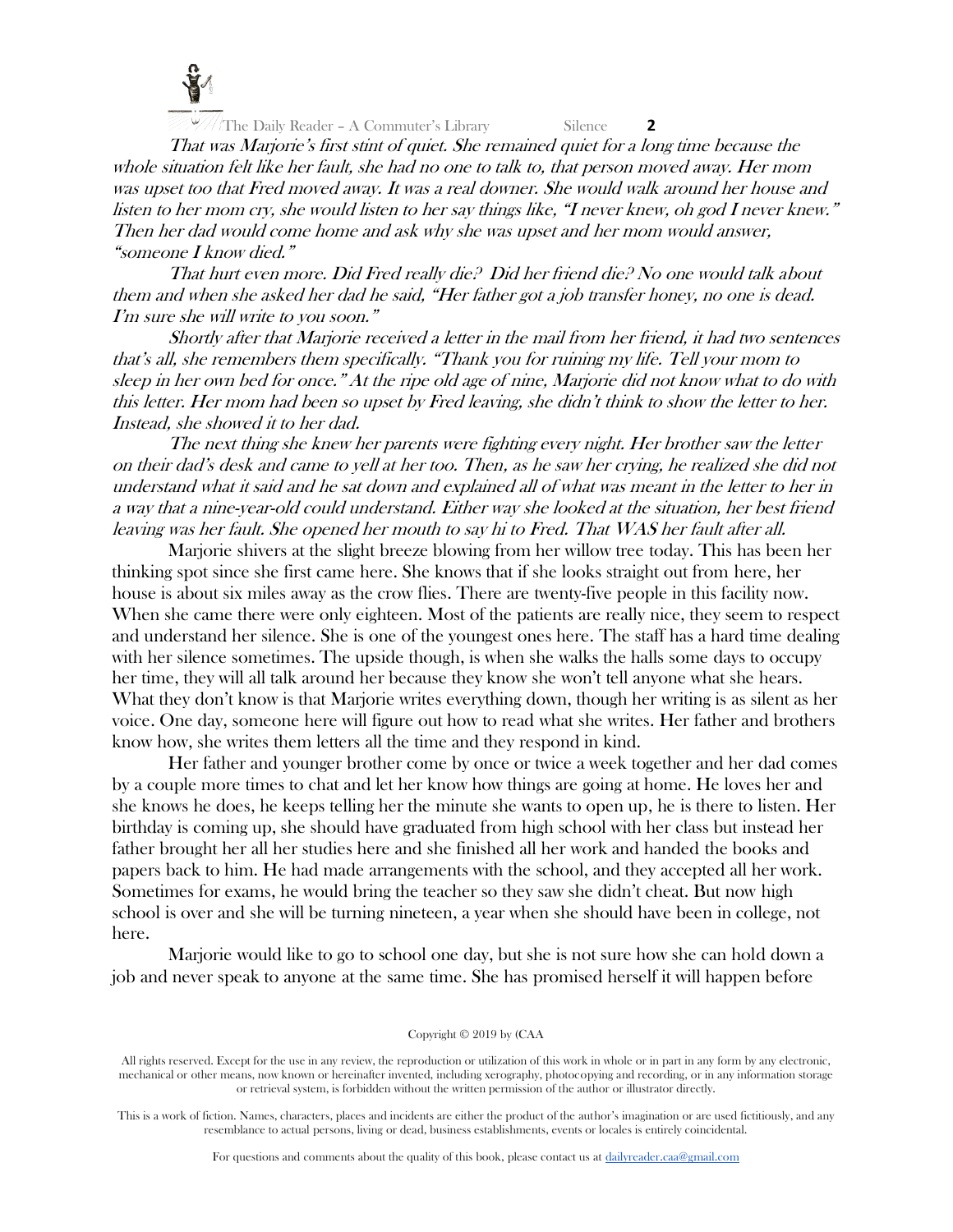*That was Marjorie's first stint of quiet. She remained quiet for a long time because the whole situation felt like her fault, she had no one to talk to, that person moved away. Her mom was upset too that Fred moved away. It was a real downer. She would walk around her house and listen to her mom cry, she would listen to her say things like, "I never knew, oh god I never knew." Then her dad would come home and ask why she was upset and her mom would answer, "someone I know died."*

*That hurt even more. Did Fred really die? Did her friend die? No one would talk about them and when she asked her dad he said, "Her father got a job transfer honey, no one is dead. I'm sure she will write to you soon."*

*Shortly after that Marjorie received a letter in the mail from her friend, it had two sentences that's all, she remembers them specifically. "Thank you for ruining my life. Tell your mom to sleep in her own bed for once." At the ripe old age of nine, Marjorie did not know what to do with this letter. Her mom had been so upset by Fred leaving, she didn't think to show the letter to her. Instead, she showed it to her dad.*

*The next thing she knew her parents were fighting every night. Her brother saw the letter on their dad's desk and came to yell at her too. Then, as he saw her crying, he realized she did not understand what it said and he sat down and explained all of what was meant in the letter to her in a way that a nine-year-old could understand. Either way she looked at the situation, her best friend leaving was her fault. She opened her mouth to say hi to Fred. That WAS her fault after all.*

Marjorie shivers at the slight breeze blowing from her willow tree today. This has been her thinking spot since she first came here. She knows that if she looks straight out from here, her house is about six miles away as the crow flies. There are twenty-five people in this facility now. When she came there were only eighteen. Most of the patients are really nice, they seem to respect and understand her silence. She is one of the youngest ones here. The staff has a hard time dealing with her silence sometimes. The upside though, is when she walks the halls some days to occupy her time, they will all talk around her because they know she won't tell anyone what she hears. What they don't know is that Marjorie writes everything down, though her writing is as silent as her voice. One day, someone here will figure out how to read what she writes. Her father and brothers know how, she writes them letters all the time and they respond in kind.

Her father and younger brother come by once or twice a week together and her dad comes by a couple more times to chat and let her know how things are going at home. He loves her and she knows he does, he keeps telling her the minute she wants to open up, he is there to listen. Her birthday is coming up, she should have graduated from high school with her class but instead her father brought her all her studies here and she finished all her work and handed the books and papers back to him. He had made arrangements with the school, and they accepted all her work. Sometimes for exams, he would bring the teacher so they saw she didn't cheat. But now high school is over and she will be turning nineteen, a year when she should have been in college, not here.

Marjorie would like to go to school one day, but she is not sure how she can hold down a job and never speak to anyone at the same time. She has promised herself it will happen before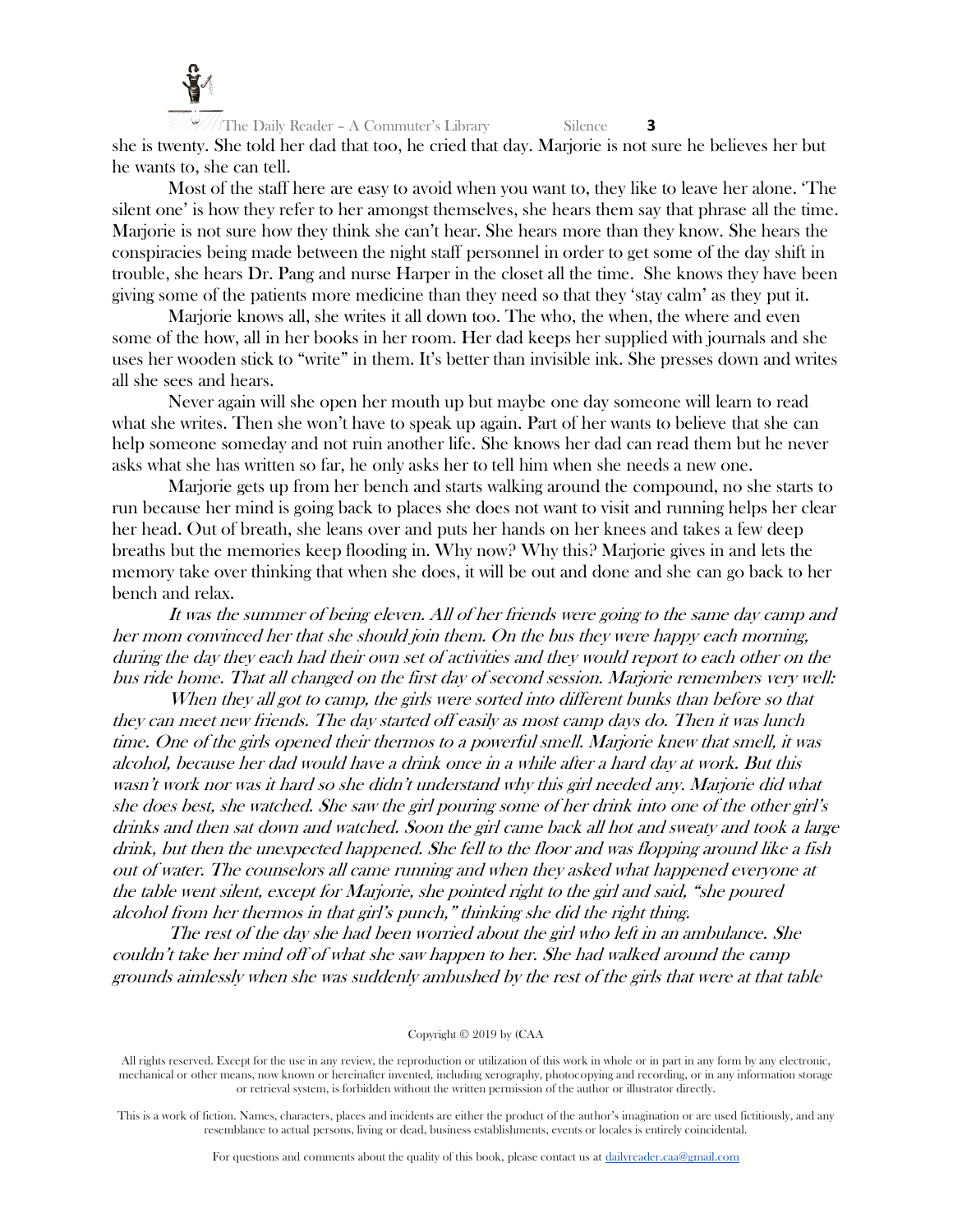she is twenty. She told her dad that too, he cried that day. Marjorie is not sure he believes her but he wants to, she can tell.

Most of the staff here are easy to avoid when you want to, they like to leave her alone. 'The silent one' is how they refer to her amongst themselves, she hears them say that phrase all the time. Marjorie is not sure how they think she can't hear. She hears more than they know. She hears the conspiracies being made between the night staff personnel in order to get some of the day shift in trouble, she hears Dr. Pang and nurse Harper in the closet all the time. She knows they have been giving some of the patients more medicine than they need so that they 'stay calm' as they put it.

Marjorie knows all, she writes it all down too. The who, the when, the where and even some of the how, all in her books in her room. Her dad keeps her supplied with journals and she uses her wooden stick to "write" in them. It's better than invisible ink. She presses down and writes all she sees and hears.

Never again will she open her mouth up but maybe one day someone will learn to read what she writes. Then she won't have to speak up again. Part of her wants to believe that she can help someone someday and not ruin another life. She knows her dad can read them but he never asks what she has written so far, he only asks her to tell him when she needs a new one.

Marjorie gets up from her bench and starts walking around the compound, no she starts to run because her mind is going back to places she does not want to visit and running helps her clear her head. Out of breath, she leans over and puts her hands on her knees and takes a few deep breaths but the memories keep flooding in. Why now? Why this? Marjorie gives in and lets the memory take over thinking that when she does, it will be out and done and she can go back to her bench and relax.

*It was the summer of being eleven. All of her friends were going to the same day camp and her mom convinced her that she should join them. On the bus they were happy each morning, during the day they each had their own set of activities and they would report to each other on the bus ride home. That all changed on the first day of second session. Marjorie remembers very well:*

*When they all got to camp, the girls were sorted into different bunks than before so that they can meet new friends. The day started off easily as most camp days do. Then it was lunch time. One of the girls opened their thermos to a powerful smell. Marjorie knew that smell, it was alcohol, because her dad would have a drink once in a while after a hard day at work. But this wasn't work nor was it hard so she didn't understand why this girl needed any. Marjorie did what she does best, she watched. She saw the girl pouring some of her drink into one of the other girl's drinks and then sat down and watched. Soon the girl came back all hot and sweaty and took a large drink, but then the unexpected happened. She fell to the floor and was flopping around like a fish out of water. The counselors all came running and when they asked what happened everyone at the table went silent, except for Marjorie, she pointed right to the girl and said, "she poured alcohol from her thermos in that girl's punch," thinking she did the right thing.*

*The rest of the day she had been worried about the girl who left in an ambulance. She couldn't take her mind off of what she saw happen to her. She had walked around the camp grounds aimlessly when she was suddenly ambushed by the rest of the girls that were at that table*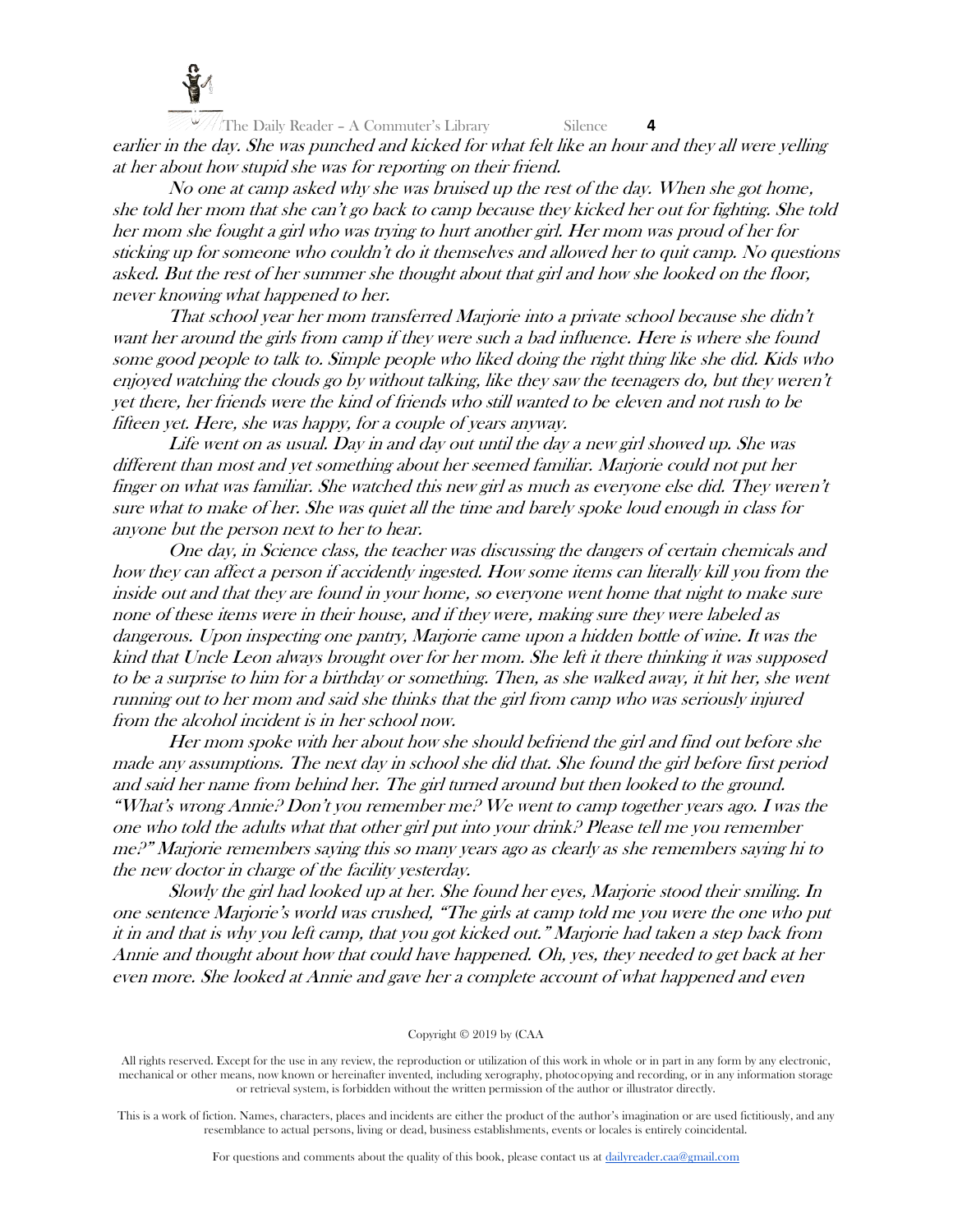*earlier in the day. She was punched and kicked for what felt like an hour and they all were yelling at her about how stupid she was for reporting on their friend.*

*No one at camp asked why she was bruised up the rest of the day. When she got home, she told her mom that she can't go back to camp because they kicked her out for fighting. She told her mom she fought a girl who was trying to hurt another girl. Her mom was proud of her for sticking up for someone who couldn't do it themselves and allowed her to quit camp. No questions asked. But the rest of her summer she thought about that girl and how she looked on the floor, never knowing what happened to her.*

*That school year her mom transferred Marjorie into a private school because she didn't want her around the girls from camp if they were such a bad influence. Here is where she found some good people to talk to. Simple people who liked doing the right thing like she did. Kids who enjoyed watching the clouds go by without talking, like they saw the teenagers do, but they weren't yet there, her friends were the kind of friends who still wanted to be eleven and not rush to be fifteen yet. Here, she was happy, for a couple of years anyway.*

*Life went on as usual. Day in and day out until the day a new girl showed up. She was different than most and yet something about her seemed familiar. Marjorie could not put her finger on what was familiar. She watched this new girl as much as everyone else did. They weren't sure what to make of her. She was quiet all the time and barely spoke loud enough in class for anyone but the person next to her to hear.*

*One day, in Science class, the teacher was discussing the dangers of certain chemicals and how they can affect a person if accidently ingested. How some items can literally kill you from the inside out and that they are found in your home, so everyone went home that night to make sure none of these items were in their house, and if they were, making sure they were labeled as dangerous. Upon inspecting one pantry, Marjorie came upon a hidden bottle of wine. It was the kind that Uncle Leon always brought over for her mom. She left it there thinking it was supposed to be a surprise to him for a birthday or something. Then, as she walked away, it hit her, she went running out to her mom and said she thinks that the girl from camp who was seriously injured from the alcohol incident is in her school now.*

*Her mom spoke with her about how she should befriend the girl and find out before she made any assumptions. The next day in school she did that. She found the girl before first period and said her name from behind her. The girl turned around but then looked to the ground. "What's wrong Annie? Don't you remember me? We went to camp together years ago. I was the one who told the adults what that other girl put into your drink? Please tell me you remember me?" Marjorie remembers saying this so many years ago as clearly as she remembers saying hi to the new doctor in charge of the facility yesterday.*

*Slowly the girl had looked up at her. She found her eyes, Marjorie stood their smiling. In one sentence Marjorie's world was crushed, "The girls at camp told me you were the one who put it in and that is why you left camp, that you got kicked out." Marjorie had taken a step back from Annie and thought about how that could have happened. Oh, yes, they needed to get back at her even more. She looked at Annie and gave her a complete account of what happened and even*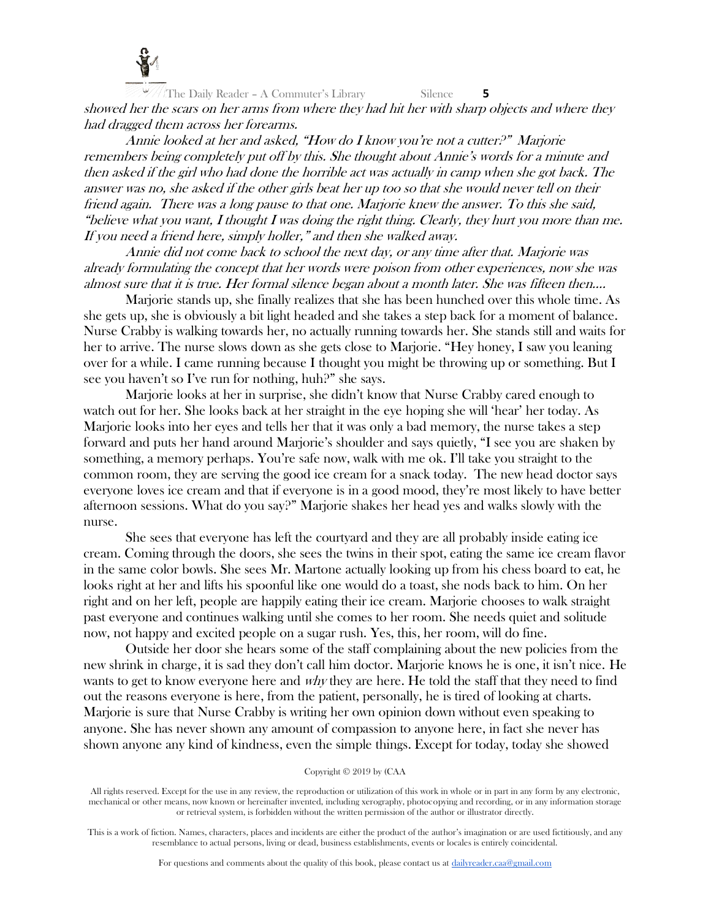*showed her the scars on her arms from where they had hit her with sharp objects and where they had dragged them across her forearms.*

*Annie looked at her and asked, "How do I know you're not a cutter?" Marjorie remembers being completely put off by this. She thought about Annie's words for a minute and then asked if the girl who had done the horrible act was actually in camp when she got back. The answer was no, she asked if the other girls beat her up too so that she would never tell on their friend again. There was a long pause to that one. Marjorie knew the answer. To this she said, "believe what you want, I thought I was doing the right thing. Clearly, they hurt you more than me. If you need a friend here, simply holler," and then she walked away.*

*Annie did not come back to school the next day, or any time after that. Marjorie was already formulating the concept that her words were poison from other experiences, now she was almost sure that it is true. Her formal silence began about a month later. She was fifteen then….*

Marjorie stands up, she finally realizes that she has been hunched over this whole time. As she gets up, she is obviously a bit light headed and she takes a step back for a moment of balance. Nurse Crabby is walking towards her, no actually running towards her. She stands still and waits for her to arrive. The nurse slows down as she gets close to Marjorie. "Hey honey, I saw you leaning over for a while. I came running because I thought you might be throwing up or something. But I see you haven't so I've run for nothing, huh?" she says.

Marjorie looks at her in surprise, she didn't know that Nurse Crabby cared enough to watch out for her. She looks back at her straight in the eye hoping she will 'hear' her today. As Marjorie looks into her eyes and tells her that it was only a bad memory, the nurse takes a step forward and puts her hand around Marjorie's shoulder and says quietly, "I see you are shaken by something, a memory perhaps. You're safe now, walk with me ok. I'll take you straight to the common room, they are serving the good ice cream for a snack today. The new head doctor says everyone loves ice cream and that if everyone is in a good mood, they're most likely to have better afternoon sessions. What do you say?" Marjorie shakes her head yes and walks slowly with the nurse.

She sees that everyone has left the courtyard and they are all probably inside eating ice cream. Coming through the doors, she sees the twins in their spot, eating the same ice cream flavor in the same color bowls. She sees Mr. Martone actually looking up from his chess board to eat, he looks right at her and lifts his spoonful like one would do a toast, she nods back to him. On her right and on her left, people are happily eating their ice cream. Marjorie chooses to walk straight past everyone and continues walking until she comes to her room. She needs quiet and solitude now, not happy and excited people on a sugar rush. Yes, this, her room, will do fine.

Outside her door she hears some of the staff complaining about the new policies from the new shrink in charge, it is sad they don't call him doctor. Marjorie knows he is one, it isn't nice. He wants to get to know everyone here and *why* they are here. He told the staff that they need to find out the reasons everyone is here, from the patient, personally, he is tired of looking at charts. Marjorie is sure that Nurse Crabby is writing her own opinion down without even speaking to anyone. She has never shown any amount of compassion to anyone here, in fact she never has shown anyone any kind of kindness, even the simple things. Except for today, today she showed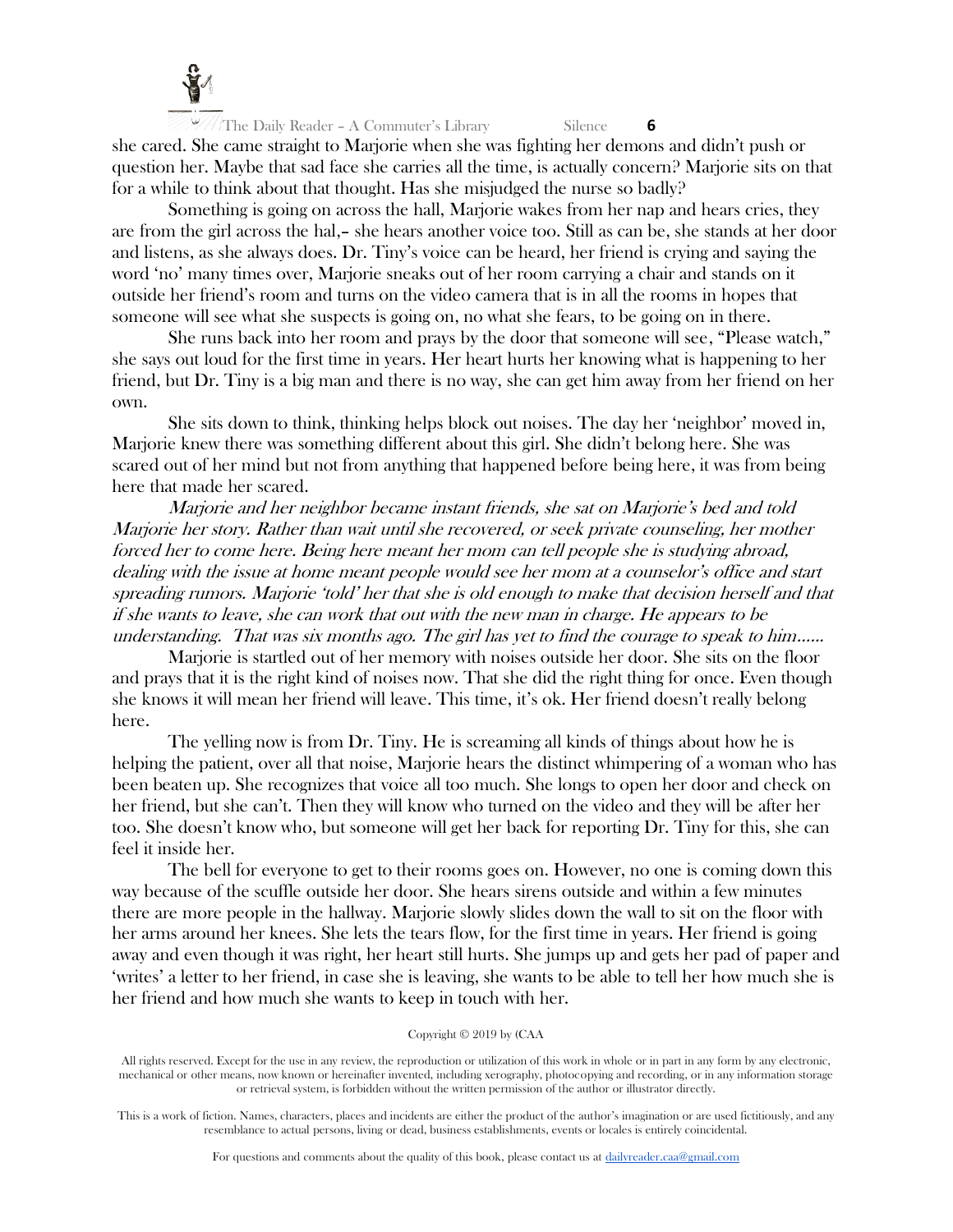she cared. She came straight to Marjorie when she was fighting her demons and didn't push or question her. Maybe that sad face she carries all the time, is actually concern? Marjorie sits on that for a while to think about that thought. Has she misjudged the nurse so badly?

Something is going on across the hall, Marjorie wakes from her nap and hears cries, they are from the girl across the hal,– she hears another voice too. Still as can be, she stands at her door and listens, as she always does. Dr. Tiny's voice can be heard, her friend is crying and saying the word 'no' many times over, Marjorie sneaks out of her room carrying a chair and stands on it outside her friend's room and turns on the video camera that is in all the rooms in hopes that someone will see what she suspects is going on, no what she fears, to be going on in there.

She runs back into her room and prays by the door that someone will see, "Please watch," she says out loud for the first time in years. Her heart hurts her knowing what is happening to her friend, but Dr. Tiny is a big man and there is no way, she can get him away from her friend on her own.

She sits down to think, thinking helps block out noises. The day her 'neighbor' moved in, Marjorie knew there was something different about this girl. She didn't belong here. She was scared out of her mind but not from anything that happened before being here, it was from being here that made her scared.

*Marjorie and her neighbor became instant friends, she sat on Marjorie's bed and told Marjorie her story. Rather than wait until she recovered, or seek private counseling, her mother forced her to come here. Being here meant her mom can tell people she is studying abroad, dealing with the issue at home meant people would see her mom at a counselor's office and start spreading rumors. Marjorie 'told' her that she is old enough to make that decision herself and that if she wants to leave, she can work that out with the new man in charge. He appears to be understanding. That was six months ago. The girl has yet to find the courage to speak to him……*

Marjorie is startled out of her memory with noises outside her door. She sits on the floor and prays that it is the right kind of noises now. That she did the right thing for once. Even though she knows it will mean her friend will leave. This time, it's ok. Her friend doesn't really belong here.

The yelling now is from Dr. Tiny. He is screaming all kinds of things about how he is helping the patient, over all that noise, Marjorie hears the distinct whimpering of a woman who has been beaten up. She recognizes that voice all too much. She longs to open her door and check on her friend, but she can't. Then they will know who turned on the video and they will be after her too. She doesn't know who, but someone will get her back for reporting Dr. Tiny for this, she can feel it inside her.

The bell for everyone to get to their rooms goes on. However, no one is coming down this way because of the scuffle outside her door. She hears sirens outside and within a few minutes there are more people in the hallway. Marjorie slowly slides down the wall to sit on the floor with her arms around her knees. She lets the tears flow, for the first time in years. Her friend is going away and even though it was right, her heart still hurts. She jumps up and gets her pad of paper and 'writes' a letter to her friend, in case she is leaving, she wants to be able to tell her how much she is her friend and how much she wants to keep in touch with her.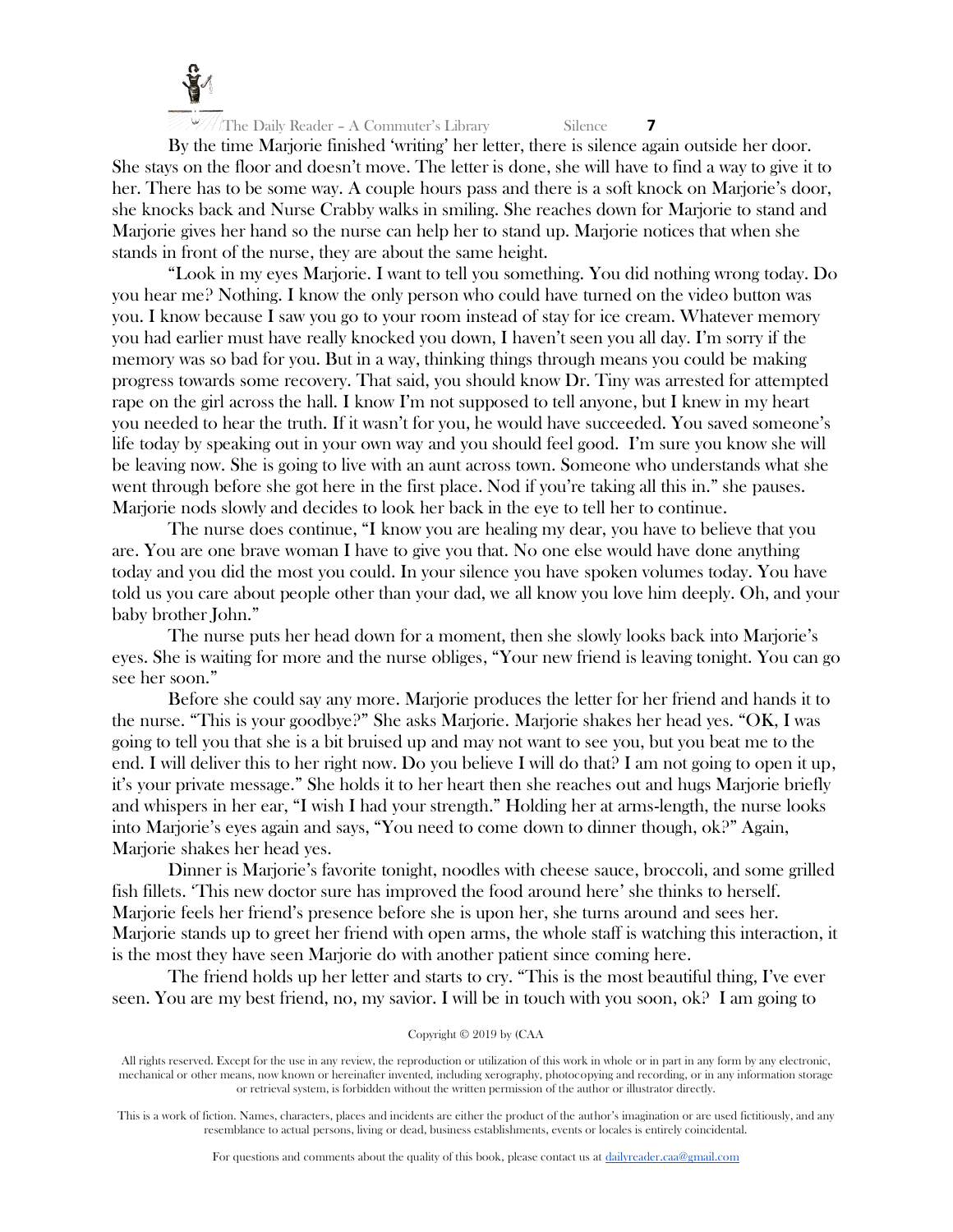By the time Marjorie finished 'writing' her letter, there is silence again outside her door. She stays on the floor and doesn't move. The letter is done, she will have to find a way to give it to her. There has to be some way. A couple hours pass and there is a soft knock on Marjorie's door, she knocks back and Nurse Crabby walks in smiling. She reaches down for Marjorie to stand and Marjorie gives her hand so the nurse can help her to stand up. Marjorie notices that when she stands in front of the nurse, they are about the same height.

"Look in my eyes Marjorie. I want to tell you something. You did nothing wrong today. Do you hear me? Nothing. I know the only person who could have turned on the video button was you. I know because I saw you go to your room instead of stay for ice cream. Whatever memory you had earlier must have really knocked you down, I haven't seen you all day. I'm sorry if the memory was so bad for you. But in a way, thinking things through means you could be making progress towards some recovery. That said, you should know Dr. Tiny was arrested for attempted rape on the girl across the hall. I know I'm not supposed to tell anyone, but I knew in my heart you needed to hear the truth. If it wasn't for you, he would have succeeded. You saved someone's life today by speaking out in your own way and you should feel good. I'm sure you know she will be leaving now. She is going to live with an aunt across town. Someone who understands what she went through before she got here in the first place. Nod if you're taking all this in." she pauses. Marjorie nods slowly and decides to look her back in the eye to tell her to continue.

The nurse does continue, "I know you are healing my dear, you have to believe that you are. You are one brave woman I have to give you that. No one else would have done anything today and you did the most you could. In your silence you have spoken volumes today. You have told us you care about people other than your dad, we all know you love him deeply. Oh, and your baby brother John."

The nurse puts her head down for a moment, then she slowly looks back into Marjorie's eyes. She is waiting for more and the nurse obliges, "Your new friend is leaving tonight. You can go see her soon."

Before she could say any more. Marjorie produces the letter for her friend and hands it to the nurse. "This is your goodbye?" She asks Marjorie. Marjorie shakes her head yes. "OK, I was going to tell you that she is a bit bruised up and may not want to see you, but you beat me to the end. I will deliver this to her right now. Do you believe I will do that? I am not going to open it up, it's your private message." She holds it to her heart then she reaches out and hugs Marjorie briefly and whispers in her ear, "I wish I had your strength." Holding her at arms-length, the nurse looks into Marjorie's eyes again and says, "You need to come down to dinner though, ok?" Again, Marjorie shakes her head yes.

Dinner is Marjorie's favorite tonight, noodles with cheese sauce, broccoli, and some grilled fish fillets. 'This new doctor sure has improved the food around here' she thinks to herself. Marjorie feels her friend's presence before she is upon her, she turns around and sees her. Marjorie stands up to greet her friend with open arms, the whole staff is watching this interaction, it is the most they have seen Marjorie do with another patient since coming here.

The friend holds up her letter and starts to cry. "This is the most beautiful thing, I've ever seen. You are my best friend, no, my savior. I will be in touch with you soon, ok? I am going to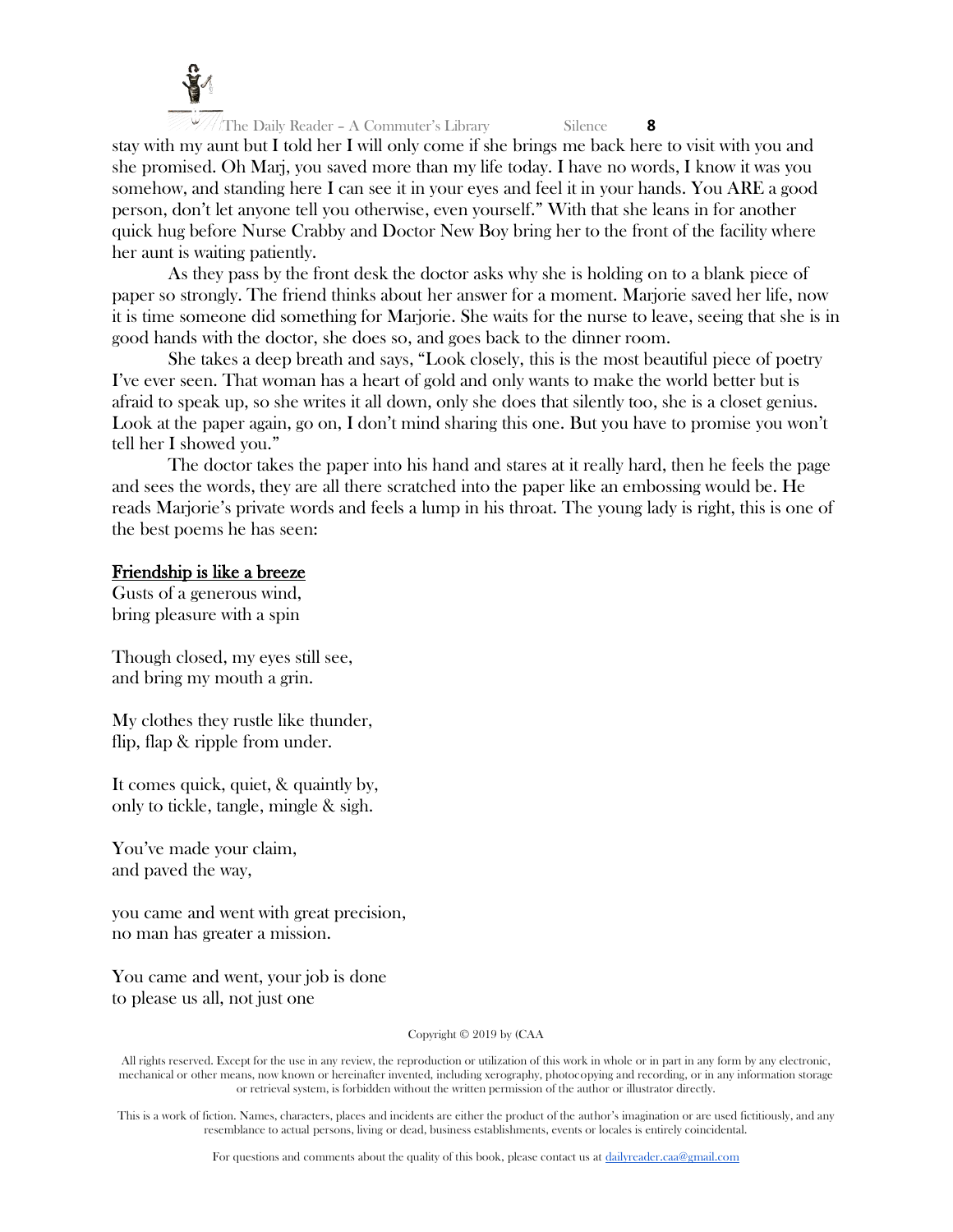stay with my aunt but I told her I will only come if she brings me back here to visit with you and she promised. Oh Marj, you saved more than my life today. I have no words, I know it was you somehow, and standing here I can see it in your eyes and feel it in your hands. You ARE a good person, don't let anyone tell you otherwise, even yourself." With that she leans in for another quick hug before Nurse Crabby and Doctor New Boy bring her to the front of the facility where her aunt is waiting patiently.

As they pass by the front desk the doctor asks why she is holding on to a blank piece of paper so strongly. The friend thinks about her answer for a moment. Marjorie saved her life, now it is time someone did something for Marjorie. She waits for the nurse to leave, seeing that she is in good hands with the doctor, she does so, and goes back to the dinner room.

She takes a deep breath and says, "Look closely, this is the most beautiful piece of poetry I've ever seen. That woman has a heart of gold and only wants to make the world better but is afraid to speak up, so she writes it all down, only she does that silently too, she is a closet genius. Look at the paper again, go on, I don't mind sharing this one. But you have to promise you won't tell her I showed you."

The doctor takes the paper into his hand and stares at it really hard, then he feels the page and sees the words, they are all there scratched into the paper like an embossing would be. He reads Marjorie's private words and feels a lump in his throat. The young lady is right, this is one of the best poems he has seen:

<u>Friendship is like a breeze</u>

Gusts of a generous wind,
bring pleasure with a spin

Though closed, my eyes still see,
and bring my mouth a grin.

My clothes they rustle like thunder,
flip, flap & ripple from under.

It comes quick, quiet, & quaintly by,
only to tickle, tangle, mingle & sigh.

You've made your claim,
and paved the way,

you came and went with great precision,
no man has greater a mission.

You came and went, your job is done
to please us all, not just one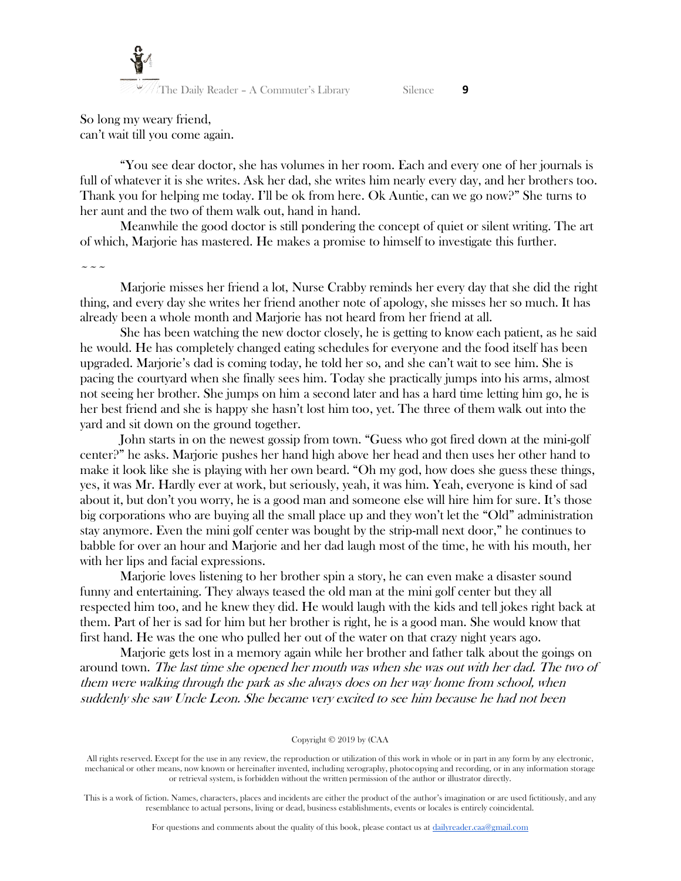So long my weary friend,
can't wait till you come again.

"You see dear doctor, she has volumes in her room. Each and every one of her journals is full of whatever it is she writes. Ask her dad, she writes him nearly every day, and her brothers too. Thank you for helping me today. I'll be ok from here. Ok Auntie, can we go now?" She turns to her aunt and the two of them walk out, hand in hand.

Meanwhile the good doctor is still pondering the concept of quiet or silent writing. The art of which, Marjorie has mastered. He makes a promise to himself to investigate this further.

~ ~ ~

Marjorie misses her friend a lot, Nurse Crabby reminds her every day that she did the right thing, and every day she writes her friend another note of apology, she misses her so much. It has already been a whole month and Marjorie has not heard from her friend at all.

She has been watching the new doctor closely, he is getting to know each patient, as he said he would. He has completely changed eating schedules for everyone and the food itself has been upgraded. Marjorie's dad is coming today, he told her so, and she can't wait to see him. She is pacing the courtyard when she finally sees him. Today she practically jumps into his arms, almost not seeing her brother. She jumps on him a second later and has a hard time letting him go, he is her best friend and she is happy she hasn't lost him too, yet. The three of them walk out into the yard and sit down on the ground together.

John starts in on the newest gossip from town. "Guess who got fired down at the mini-golf center?" he asks. Marjorie pushes her hand high above her head and then uses her other hand to make it look like she is playing with her own beard. "Oh my god, how does she guess these things, yes, it was Mr. Hardly ever at work, but seriously, yeah, it was him. Yeah, everyone is kind of sad about it, but don't you worry, he is a good man and someone else will hire him for sure. It's those big corporations who are buying all the small place up and they won't let the "Old" administration stay anymore. Even the mini golf center was bought by the strip-mall next door," he continues to babble for over an hour and Marjorie and her dad laugh most of the time, he with his mouth, her with her lips and facial expressions.

Marjorie loves listening to her brother spin a story, he can even make a disaster sound funny and entertaining. They always teased the old man at the mini golf center but they all respected him too, and he knew they did. He would laugh with the kids and tell jokes right back at them. Part of her is sad for him but her brother is right, he is a good man. She would know that first hand. He was the one who pulled her out of the water on that crazy night years ago.

Marjorie gets lost in a memory again while her brother and father talk about the goings on around town. *The last time she opened her mouth was when she was out with her dad. The two of them were walking through the park as she always does on her way home from school, when suddenly she saw Uncle Leon. She became very excited to see him because he had not been*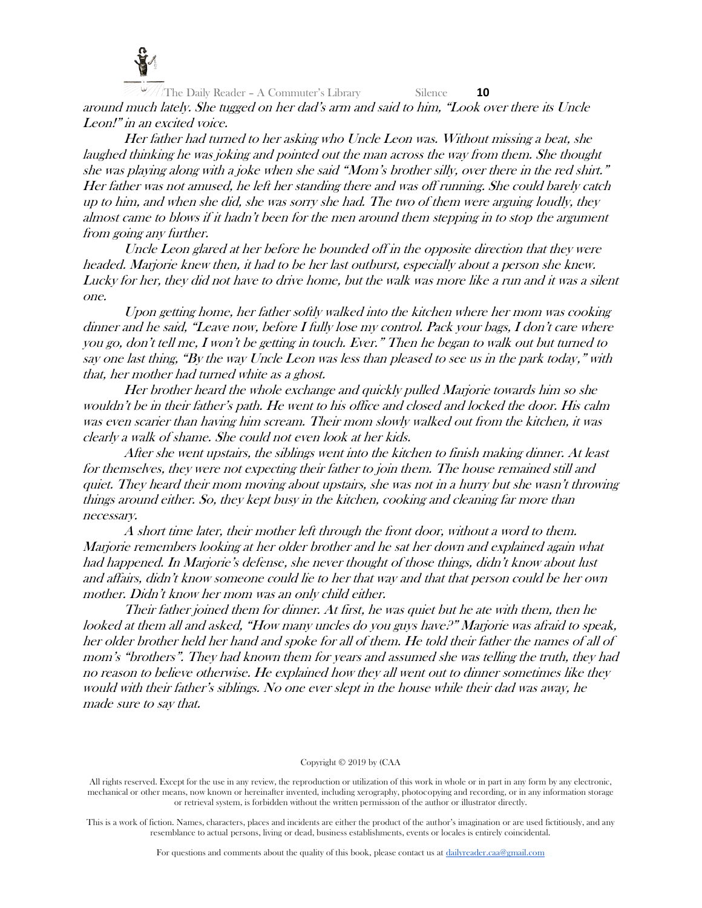*around much lately. She tugged on her dad's arm and said to him, "Look over there its Uncle Leon!" in an excited voice.*

*Her father had turned to her asking who Uncle Leon was. Without missing a beat, she laughed thinking he was joking and pointed out the man across the way from them. She thought she was playing along with a joke when she said "Mom's brother silly, over there in the red shirt." Her father was not amused, he left her standing there and was off running. She could barely catch up to him, and when she did, she was sorry she had. The two of them were arguing loudly, they almost came to blows if it hadn't been for the men around them stepping in to stop the argument from going any further.*

*Uncle Leon glared at her before he bounded off in the opposite direction that they were headed. Marjorie knew then, it had to be her last outburst, especially about a person she knew. Lucky for her, they did not have to drive home, but the walk was more like a run and it was a silent one.*

*Upon getting home, her father softly walked into the kitchen where her mom was cooking dinner and he said, "Leave now, before I fully lose my control. Pack your bags, I don't care where you go, don't tell me, I won't be getting in touch. Ever." Then he began to walk out but turned to say one last thing, "By the way Uncle Leon was less than pleased to see us in the park today," with that, her mother had turned white as a ghost.*

*Her brother heard the whole exchange and quickly pulled Marjorie towards him so she wouldn't be in their father's path. He went to his office and closed and locked the door. His calm was even scarier than having him scream. Their mom slowly walked out from the kitchen, it was clearly a walk of shame. She could not even look at her kids.*

*After she went upstairs, the siblings went into the kitchen to finish making dinner. At least for themselves, they were not expecting their father to join them. The house remained still and quiet. They heard their mom moving about upstairs, she was not in a hurry but she wasn't throwing things around either. So, they kept busy in the kitchen, cooking and cleaning far more than necessary.*

*A short time later, their mother left through the front door, without a word to them. Marjorie remembers looking at her older brother and he sat her down and explained again what had happened. In Marjorie's defense, she never thought of those things, didn't know about lust and affairs, didn't know someone could lie to her that way and that that person could be her own mother. Didn't know her mom was an only child either.*

*Their father joined them for dinner. At first, he was quiet but he ate with them, then he looked at them all and asked, "How many uncles do you guys have?" Marjorie was afraid to speak, her older brother held her hand and spoke for all of them. He told their father the names of all of mom's "brothers". They had known them for years and assumed she was telling the truth, they had no reason to believe otherwise. He explained how they all went out to dinner sometimes like they would with their father's siblings. No one ever slept in the house while their dad was away, he made sure to say that.*

Copyright © 2019 by (CAA

All rights reserved. Except for the use in any review, the reproduction or utilization of this work in whole or in part in any form by any electronic, mechanical or other means, now known or hereinafter invented, including xerography, photocopying and recording, or in any information storage or retrieval system, is forbidden without the written permission of the author or illustrator directly.

This is a work of fiction. Names, characters, places and incidents are either the product of the author's imagination or are used fictitiously, and any resemblance to actual persons, living or dead, business establishments, events or locales is entirely coincidental.

For questions and comments about the quality of this book, please contact us at dailyreader.caa@gmail.com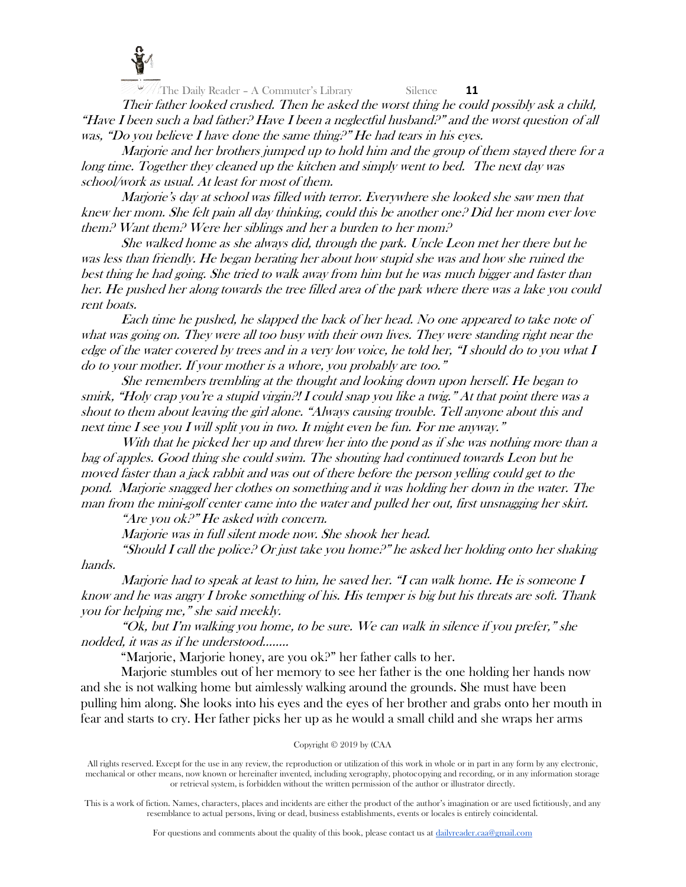*Their father looked crushed. Then he asked the worst thing he could possibly ask a child, "Have I been such a bad father? Have I been a neglectful husband?" and the worst question of all was, "Do you believe I have done the same thing?" He had tears in his eyes.*

*Marjorie and her brothers jumped up to hold him and the group of them stayed there for a long time. Together they cleaned up the kitchen and simply went to bed. The next day was school/work as usual. At least for most of them.*

*Marjorie's day at school was filled with terror. Everywhere she looked she saw men that knew her mom. She felt pain all day thinking, could this be another one? Did her mom ever love them? Want them? Were her siblings and her a burden to her mom?*

*She walked home as she always did, through the park. Uncle Leon met her there but he was less than friendly. He began berating her about how stupid she was and how she ruined the best thing he had going. She tried to walk away from him but he was much bigger and faster than her. He pushed her along towards the tree filled area of the park where there was a lake you could rent boats.*

*Each time he pushed, he slapped the back of her head. No one appeared to take note of what was going on. They were all too busy with their own lives. They were standing right near the edge of the water covered by trees and in a very low voice, he told her, "I should do to you what I do to your mother. If your mother is a whore, you probably are too."*

*She remembers trembling at the thought and looking down upon herself. He began to smirk, "Holy crap you're a stupid virgin?! I could snap you like a twig." At that point there was a shout to them about leaving the girl alone. "Always causing trouble. Tell anyone about this and next time I see you I will split you in two. It might even be fun. For me anyway."*

*With that he picked her up and threw her into the pond as if she was nothing more than a bag of apples. Good thing she could swim. The shouting had continued towards Leon but he moved faster than a jack rabbit and was out of there before the person yelling could get to the pond. Marjorie snagged her clothes on something and it was holding her down in the water. The man from the mini-golf center came into the water and pulled her out, first unsnagging her skirt.*

*"Are you ok?" He asked with concern.*

*Marjorie was in full silent mode now. She shook her head.*

*"Should I call the police? Or just take you home?" he asked her holding onto her shaking hands.*

*Marjorie had to speak at least to him, he saved her. "I can walk home. He is someone I know and he was angry I broke something of his. His temper is big but his threats are soft. Thank you for helping me," she said meekly.*

*"Ok, but I'm walking you home, to be sure. We can walk in silence if you prefer," she nodded, it was as if he understood……..*

"Marjorie, Marjorie honey, are you ok?" her father calls to her.

Marjorie stumbles out of her memory to see her father is the one holding her hands now and she is not walking home but aimlessly walking around the grounds. She must have been pulling him along. She looks into his eyes and the eyes of her brother and grabs onto her mouth in fear and starts to cry. Her father picks her up as he would a small child and she wraps her arms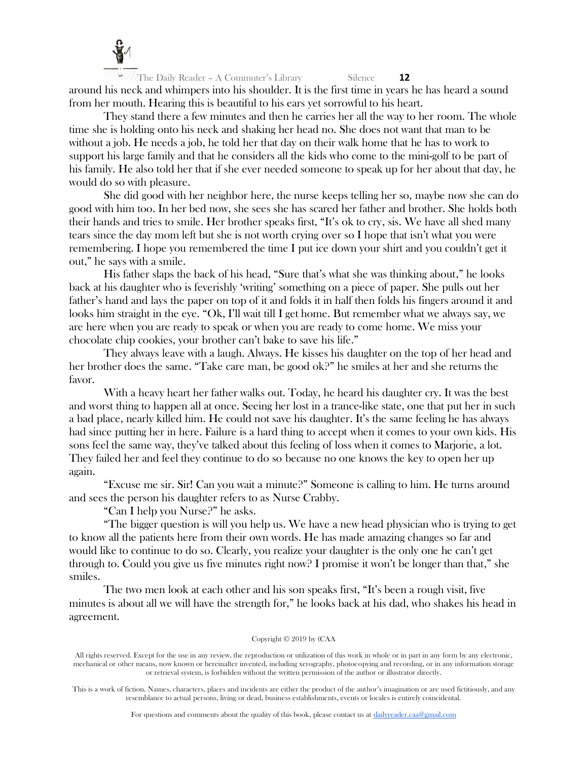around his neck and whimpers into his shoulder. It is the first time in years he has heard a sound from her mouth. Hearing this is beautiful to his ears yet sorrowful to his heart.

They stand there a few minutes and then he carries her all the way to her room. The whole time she is holding onto his neck and shaking her head no. She does not want that man to be without a job. He needs a job, he told her that day on their walk home that he has to work to support his large family and that he considers all the kids who come to the mini-golf to be part of his family. He also told her that if she ever needed someone to speak up for her about that day, he would do so with pleasure.

She did good with her neighbor here, the nurse keeps telling her so, maybe now she can do good with him too. In her bed now, she sees she has scared her father and brother. She holds both their hands and tries to smile. Her brother speaks first, "It's ok to cry, sis. We have all shed many tears since the day mom left but she is not worth crying over so I hope that isn't what you were remembering. I hope you remembered the time I put ice down your shirt and you couldn't get it out," he says with a smile.

His father slaps the back of his head, "Sure that's what she was thinking about," he looks back at his daughter who is feverishly 'writing' something on a piece of paper. She pulls out her father's hand and lays the paper on top of it and folds it in half then folds his fingers around it and looks him straight in the eye. "Ok, I'll wait till I get home. But remember what we always say, we are here when you are ready to speak or when you are ready to come home. We miss your chocolate chip cookies, your brother can't bake to save his life."

They always leave with a laugh. Always. He kisses his daughter on the top of her head and her brother does the same. "Take care man, be good ok?" he smiles at her and she returns the favor.

With a heavy heart her father walks out. Today, he heard his daughter cry. It was the best and worst thing to happen all at once. Seeing her lost in a trance-like state, one that put her in such a bad place, nearly killed him. He could not save his daughter. It's the same feeling he has always had since putting her in here. Failure is a hard thing to accept when it comes to your own kids. His sons feel the same way, they've talked about this feeling of loss when it comes to Marjorie, a lot. They failed her and feel they continue to do so because no one knows the key to open her up again.

"Excuse me sir. Sir! Can you wait a minute?" Someone is calling to him. He turns around and sees the person his daughter refers to as Nurse Crabby.

"Can I help you Nurse?" he asks.

"The bigger question is will you help us. We have a new head physician who is trying to get to know all the patients here from their own words. He has made amazing changes so far and would like to continue to do so. Clearly, you realize your daughter is the only one he can't get through to. Could you give us five minutes right now? I promise it won't be longer than that," she smiles.

The two men look at each other and his son speaks first, "It's been a rough visit, five minutes is about all we will have the strength for," he looks back at his dad, who shakes his head in agreement.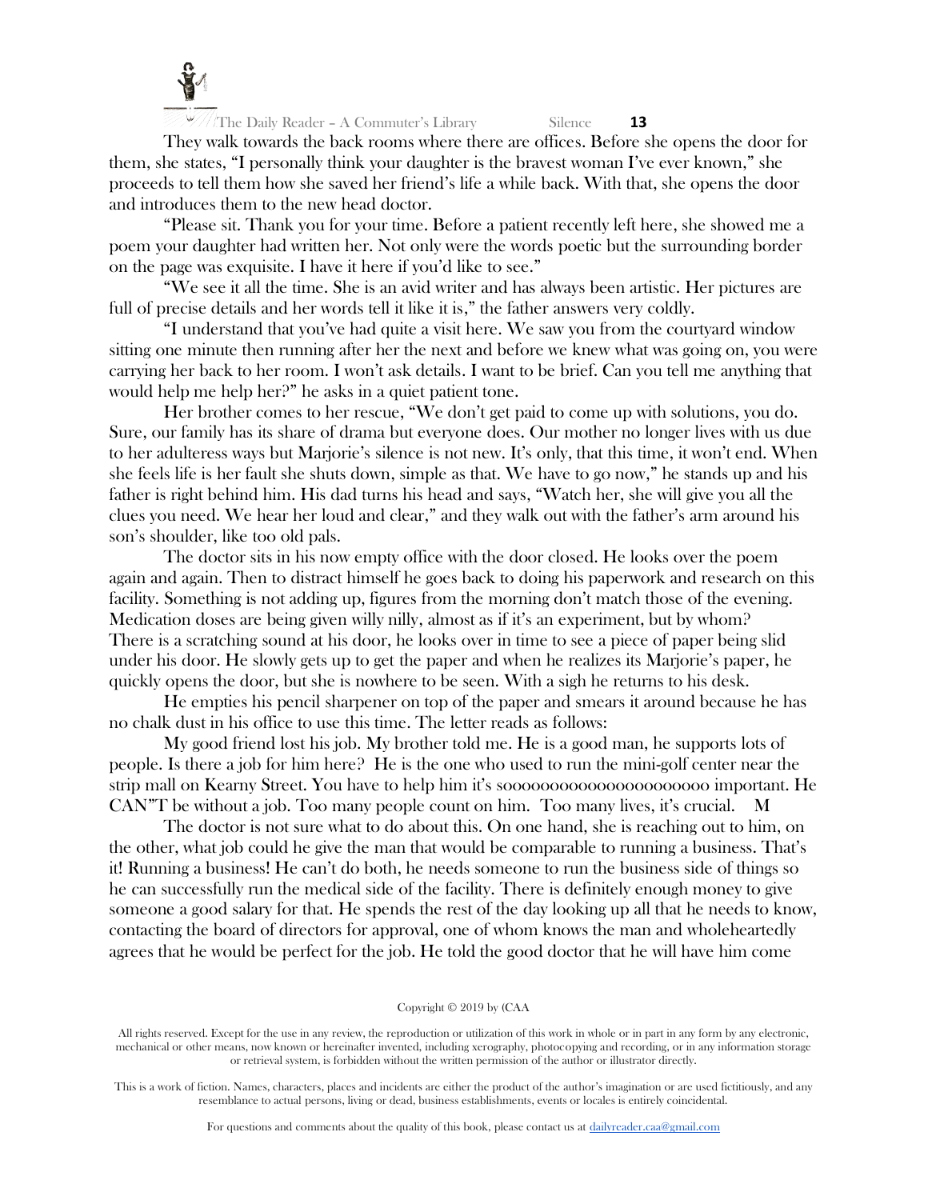They walk towards the back rooms where there are offices. Before she opens the door for them, she states, "I personally think your daughter is the bravest woman I've ever known," she proceeds to tell them how she saved her friend's life a while back. With that, she opens the door and introduces them to the new head doctor.

"Please sit. Thank you for your time. Before a patient recently left here, she showed me a poem your daughter had written her. Not only were the words poetic but the surrounding border on the page was exquisite. I have it here if you'd like to see."

"We see it all the time. She is an avid writer and has always been artistic. Her pictures are full of precise details and her words tell it like it is," the father answers very coldly.

"I understand that you've had quite a visit here. We saw you from the courtyard window sitting one minute then running after her the next and before we knew what was going on, you were carrying her back to her room. I won't ask details. I want to be brief. Can you tell me anything that would help me help her?" he asks in a quiet patient tone.

Her brother comes to her rescue, "We don't get paid to come up with solutions, you do. Sure, our family has its share of drama but everyone does. Our mother no longer lives with us due to her adulteress ways but Marjorie's silence is not new. It's only, that this time, it won't end. When she feels life is her fault she shuts down, simple as that. We have to go now," he stands up and his father is right behind him. His dad turns his head and says, "Watch her, she will give you all the clues you need. We hear her loud and clear," and they walk out with the father's arm around his son's shoulder, like too old pals.

The doctor sits in his now empty office with the door closed. He looks over the poem again and again. Then to distract himself he goes back to doing his paperwork and research on this facility. Something is not adding up, figures from the morning don't match those of the evening. Medication doses are being given willy nilly, almost as if it's an experiment, but by whom? There is a scratching sound at his door, he looks over in time to see a piece of paper being slid under his door. He slowly gets up to get the paper and when he realizes its Marjorie's paper, he quickly opens the door, but she is nowhere to be seen. With a sigh he returns to his desk.

He empties his pencil sharpener on top of the paper and smears it around because he has no chalk dust in his office to use this time. The letter reads as follows:

My good friend lost his job. My brother told me. He is a good man, he supports lots of people. Is there a job for him here? He is the one who used to run the mini-golf center near the strip mall on Kearny Street. You have to help him it's soooooooooooooooooooooo important. He CAN"T be without a job. Too many people count on him. Too many lives, it's crucial. **M**

The doctor is not sure what to do about this. On one hand, she is reaching out to him, on the other, what job could he give the man that would be comparable to running a business. That's it! Running a business! He can't do both, he needs someone to run the business side of things so he can successfully run the medical side of the facility. There is definitely enough money to give someone a good salary for that. He spends the rest of the day looking up all that he needs to know, contacting the board of directors for approval, one of whom knows the man and wholeheartedly agrees that he would be perfect for the job. He told the good doctor that he will have him come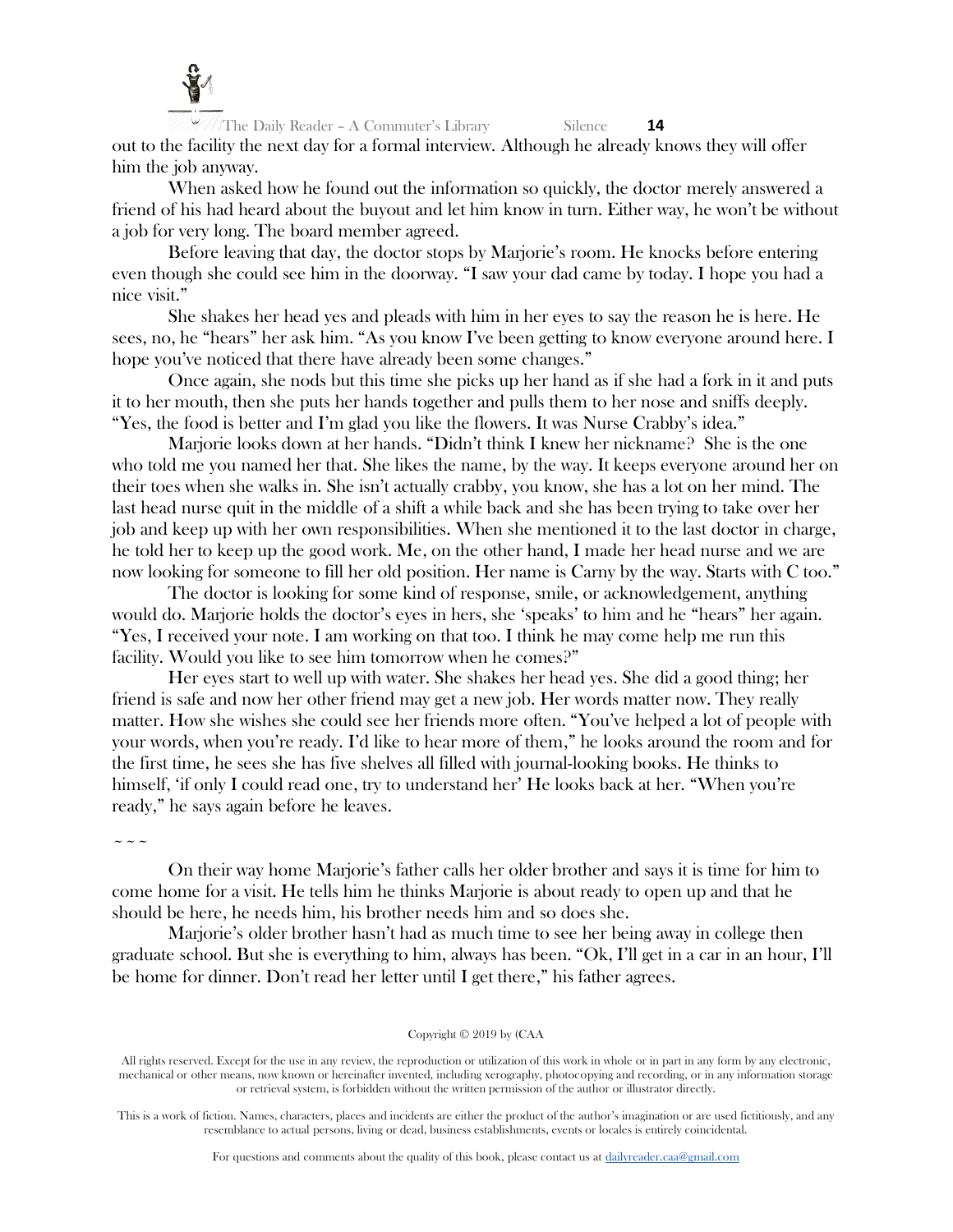out to the facility the next day for a formal interview. Although he already knows they will offer him the job anyway.

When asked how he found out the information so quickly, the doctor merely answered a friend of his had heard about the buyout and let him know in turn. Either way, he won't be without a job for very long. The board member agreed.

Before leaving that day, the doctor stops by Marjorie's room. He knocks before entering even though she could see him in the doorway. "I saw your dad came by today. I hope you had a nice visit."

She shakes her head yes and pleads with him in her eyes to say the reason he is here. He sees, no, he "hears" her ask him. "As you know I've been getting to know everyone around here. I hope you've noticed that there have already been some changes."

Once again, she nods but this time she picks up her hand as if she had a fork in it and puts it to her mouth, then she puts her hands together and pulls them to her nose and sniffs deeply. "Yes, the food is better and I'm glad you like the flowers. It was Nurse Crabby's idea."

Marjorie looks down at her hands. "Didn't think I knew her nickname? She is the one who told me you named her that. She likes the name, by the way. It keeps everyone around her on their toes when she walks in. She isn't actually crabby, you know, she has a lot on her mind. The last head nurse quit in the middle of a shift a while back and she has been trying to take over her job and keep up with her own responsibilities. When she mentioned it to the last doctor in charge, he told her to keep up the good work. Me, on the other hand, I made her head nurse and we are now looking for someone to fill her old position. Her name is Carny by the way. Starts with C too."

The doctor is looking for some kind of response, smile, or acknowledgement, anything would do. Marjorie holds the doctor's eyes in hers, she 'speaks' to him and he "hears" her again. "Yes, I received your note. I am working on that too. I think he may come help me run this facility. Would you like to see him tomorrow when he comes?"

Her eyes start to well up with water. She shakes her head yes. She did a good thing; her friend is safe and now her other friend may get a new job. Her words matter now. They really matter. How she wishes she could see her friends more often. "You've helped a lot of people with your words, when you're ready. I'd like to hear more of them," he looks around the room and for the first time, he sees she has five shelves all filled with journal-looking books. He thinks to himself, 'if only I could read one, try to understand her' He looks back at her. "When you're ready," he says again before he leaves.

~ ~ ~

On their way home Marjorie's father calls her older brother and says it is time for him to come home for a visit. He tells him he thinks Marjorie is about ready to open up and that he should be here, he needs him, his brother needs him and so does she.

Marjorie's older brother hasn't had as much time to see her being away in college then graduate school. But she is everything to him, always has been. "Ok, I'll get in a car in an hour, I'll be home for dinner. Don't read her letter until I get there," his father agrees.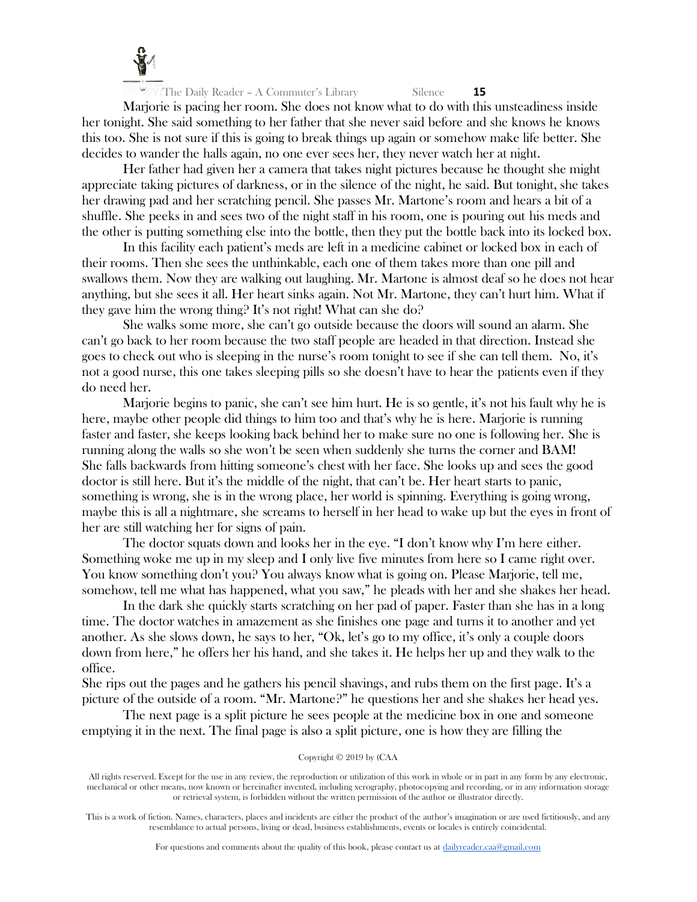Marjorie is pacing her room. She does not know what to do with this unsteadiness inside her tonight. She said something to her father that she never said before and she knows he knows this too. She is not sure if this is going to break things up again or somehow make life better. She decides to wander the halls again, no one ever sees her, they never watch her at night.

Her father had given her a camera that takes night pictures because he thought she might appreciate taking pictures of darkness, or in the silence of the night, he said. But tonight, she takes her drawing pad and her scratching pencil. She passes Mr. Martone's room and hears a bit of a shuffle. She peeks in and sees two of the night staff in his room, one is pouring out his meds and the other is putting something else into the bottle, then they put the bottle back into its locked box.

In this facility each patient's meds are left in a medicine cabinet or locked box in each of their rooms. Then she sees the unthinkable, each one of them takes more than one pill and swallows them. Now they are walking out laughing. Mr. Martone is almost deaf so he does not hear anything, but she sees it all. Her heart sinks again. Not Mr. Martone, they can't hurt him. What if they gave him the wrong thing? It's not right! What can she do?

She walks some more, she can't go outside because the doors will sound an alarm. She can't go back to her room because the two staff people are headed in that direction. Instead she goes to check out who is sleeping in the nurse's room tonight to see if she can tell them. No, it's not a good nurse, this one takes sleeping pills so she doesn't have to hear the patients even if they do need her.

Marjorie begins to panic, she can't see him hurt. He is so gentle, it's not his fault why he is here, maybe other people did things to him too and that's why he is here. Marjorie is running faster and faster, she keeps looking back behind her to make sure no one is following her. She is running along the walls so she won't be seen when suddenly she turns the corner and BAM! She falls backwards from hitting someone's chest with her face. She looks up and sees the good doctor is still here. But it's the middle of the night, that can't be. Her heart starts to panic, something is wrong, she is in the wrong place, her world is spinning. Everything is going wrong, maybe this is all a nightmare, she screams to herself in her head to wake up but the eyes in front of her are still watching her for signs of pain.

The doctor squats down and looks her in the eye. "I don't know why I'm here either. Something woke me up in my sleep and I only live five minutes from here so I came right over. You know something don't you? You always know what is going on. Please Marjorie, tell me, somehow, tell me what has happened, what you saw," he pleads with her and she shakes her head.

In the dark she quickly starts scratching on her pad of paper. Faster than she has in a long time. The doctor watches in amazement as she finishes one page and turns it to another and yet another. As she slows down, he says to her, "Ok, let's go to my office, it's only a couple doors down from here," he offers her his hand, and she takes it. He helps her up and they walk to the office.

She rips out the pages and he gathers his pencil shavings, and rubs them on the first page. It's a picture of the outside of a room. "Mr. Martone?" he questions her and she shakes her head yes.

The next page is a split picture he sees people at the medicine box in one and someone emptying it in the next. The final page is also a split picture, one is how they are filling the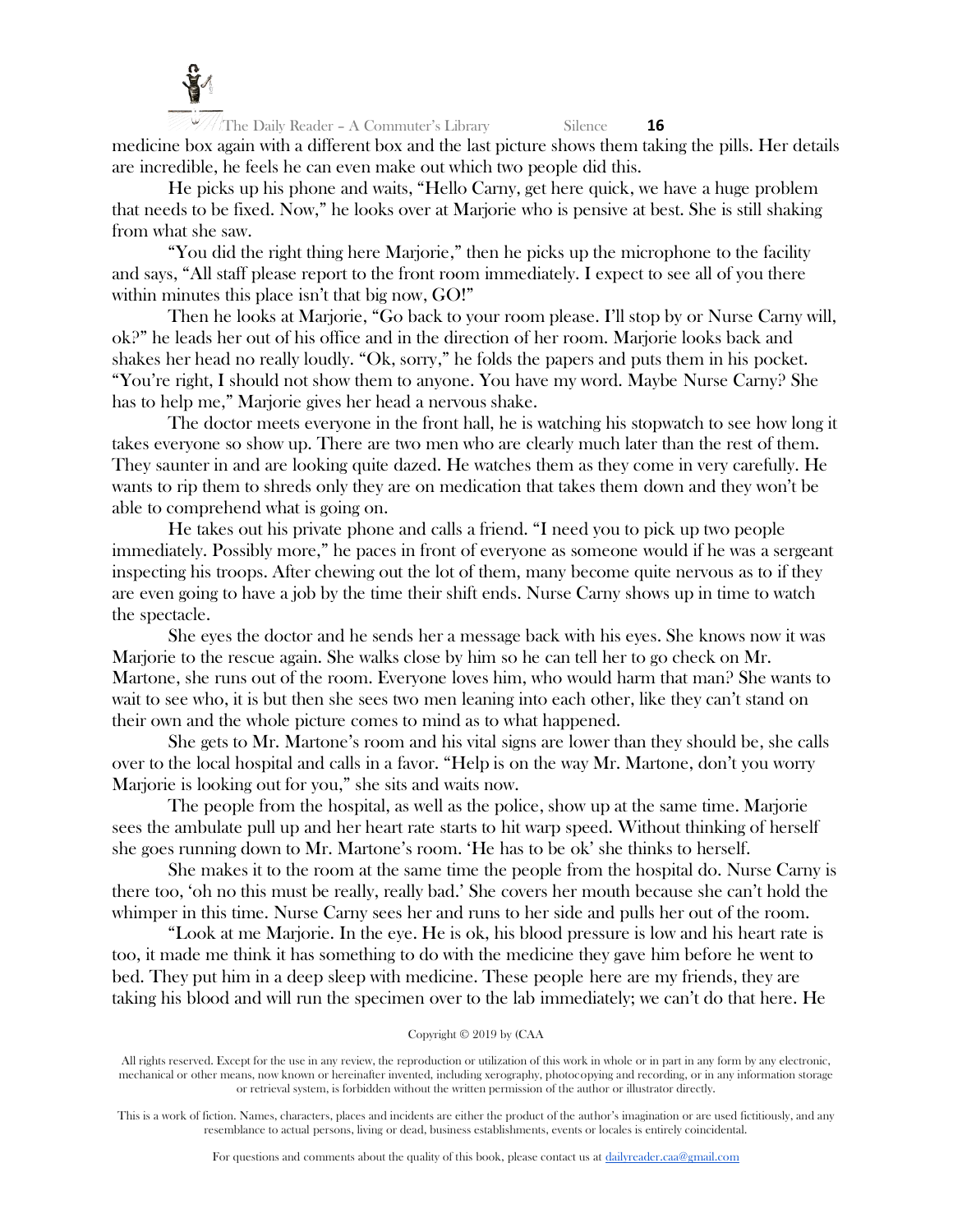medicine box again with a different box and the last picture shows them taking the pills. Her details are incredible, he feels he can even make out which two people did this.

He picks up his phone and waits, "Hello Carny, get here quick, we have a huge problem that needs to be fixed. Now," he looks over at Marjorie who is pensive at best. She is still shaking from what she saw.

"You did the right thing here Marjorie," then he picks up the microphone to the facility and says, "All staff please report to the front room immediately. I expect to see all of you there within minutes this place isn't that big now, GO!"

Then he looks at Marjorie, "Go back to your room please. I'll stop by or Nurse Carny will, ok?" he leads her out of his office and in the direction of her room. Marjorie looks back and shakes her head no really loudly. "Ok, sorry," he folds the papers and puts them in his pocket. "You're right, I should not show them to anyone. You have my word. Maybe Nurse Carny? She has to help me," Marjorie gives her head a nervous shake.

The doctor meets everyone in the front hall, he is watching his stopwatch to see how long it takes everyone so show up. There are two men who are clearly much later than the rest of them. They saunter in and are looking quite dazed. He watches them as they come in very carefully. He wants to rip them to shreds only they are on medication that takes them down and they won't be able to comprehend what is going on.

He takes out his private phone and calls a friend. "I need you to pick up two people immediately. Possibly more," he paces in front of everyone as someone would if he was a sergeant inspecting his troops. After chewing out the lot of them, many become quite nervous as to if they are even going to have a job by the time their shift ends. Nurse Carny shows up in time to watch the spectacle.

She eyes the doctor and he sends her a message back with his eyes. She knows now it was Marjorie to the rescue again. She walks close by him so he can tell her to go check on Mr. Martone, she runs out of the room. Everyone loves him, who would harm that man? She wants to wait to see who, it is but then she sees two men leaning into each other, like they can't stand on their own and the whole picture comes to mind as to what happened.

She gets to Mr. Martone's room and his vital signs are lower than they should be, she calls over to the local hospital and calls in a favor. "Help is on the way Mr. Martone, don't you worry Marjorie is looking out for you," she sits and waits now.

The people from the hospital, as well as the police, show up at the same time. Marjorie sees the ambulate pull up and her heart rate starts to hit warp speed. Without thinking of herself she goes running down to Mr. Martone's room. 'He has to be ok' she thinks to herself.

She makes it to the room at the same time the people from the hospital do. Nurse Carny is there too, 'oh no this must be really, really bad.' She covers her mouth because she can't hold the whimper in this time. Nurse Carny sees her and runs to her side and pulls her out of the room.

"Look at me Marjorie. In the eye. He is ok, his blood pressure is low and his heart rate is too, it made me think it has something to do with the medicine they gave him before he went to bed. They put him in a deep sleep with medicine. These people here are my friends, they are taking his blood and will run the specimen over to the lab immediately; we can't do that here. He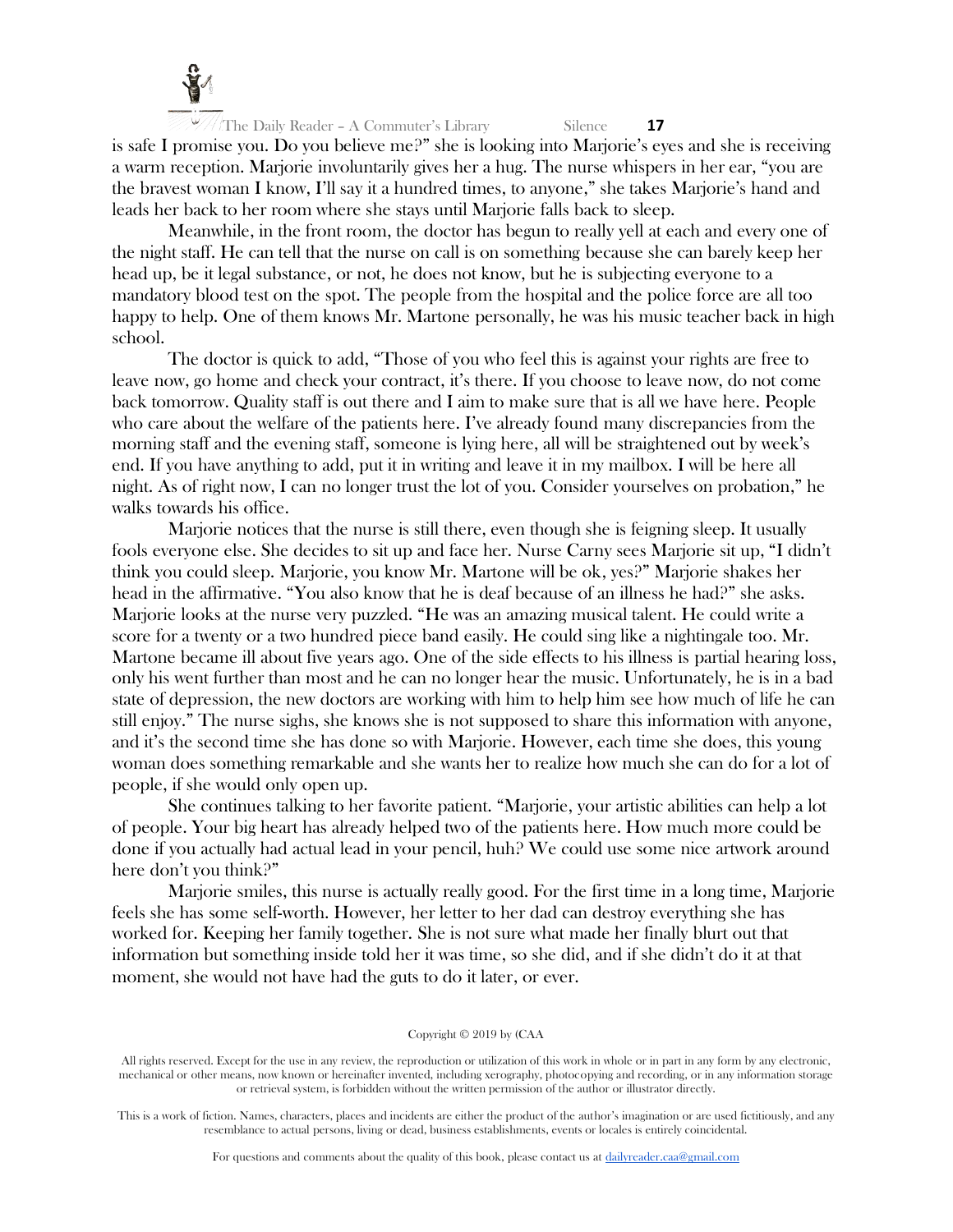is safe I promise you. Do you believe me?" she is looking into Marjorie's eyes and she is receiving a warm reception. Marjorie involuntarily gives her a hug. The nurse whispers in her ear, "you are the bravest woman I know, I'll say it a hundred times, to anyone," she takes Marjorie's hand and leads her back to her room where she stays until Marjorie falls back to sleep.

Meanwhile, in the front room, the doctor has begun to really yell at each and every one of the night staff. He can tell that the nurse on call is on something because she can barely keep her head up, be it legal substance, or not, he does not know, but he is subjecting everyone to a mandatory blood test on the spot. The people from the hospital and the police force are all too happy to help. One of them knows Mr. Martone personally, he was his music teacher back in high school.

The doctor is quick to add, "Those of you who feel this is against your rights are free to leave now, go home and check your contract, it's there. If you choose to leave now, do not come back tomorrow. Quality staff is out there and I aim to make sure that is all we have here. People who care about the welfare of the patients here. I've already found many discrepancies from the morning staff and the evening staff, someone is lying here, all will be straightened out by week's end. If you have anything to add, put it in writing and leave it in my mailbox. I will be here all night. As of right now, I can no longer trust the lot of you. Consider yourselves on probation," he walks towards his office.

Marjorie notices that the nurse is still there, even though she is feigning sleep. It usually fools everyone else. She decides to sit up and face her. Nurse Carny sees Marjorie sit up, "I didn't think you could sleep. Marjorie, you know Mr. Martone will be ok, yes?" Marjorie shakes her head in the affirmative. "You also know that he is deaf because of an illness he had?" she asks. Marjorie looks at the nurse very puzzled. "He was an amazing musical talent. He could write a score for a twenty or a two hundred piece band easily. He could sing like a nightingale too. Mr. Martone became ill about five years ago. One of the side effects to his illness is partial hearing loss, only his went further than most and he can no longer hear the music. Unfortunately, he is in a bad state of depression, the new doctors are working with him to help him see how much of life he can still enjoy." The nurse sighs, she knows she is not supposed to share this information with anyone, and it's the second time she has done so with Marjorie. However, each time she does, this young woman does something remarkable and she wants her to realize how much she can do for a lot of people, if she would only open up.

She continues talking to her favorite patient. "Marjorie, your artistic abilities can help a lot of people. Your big heart has already helped two of the patients here. How much more could be done if you actually had actual lead in your pencil, huh? We could use some nice artwork around here don't you think?"

Marjorie smiles, this nurse is actually really good. For the first time in a long time, Marjorie feels she has some self-worth. However, her letter to her dad can destroy everything she has worked for. Keeping her family together. She is not sure what made her finally blurt out that information but something inside told her it was time, so she did, and if she didn't do it at that moment, she would not have had the guts to do it later, or ever.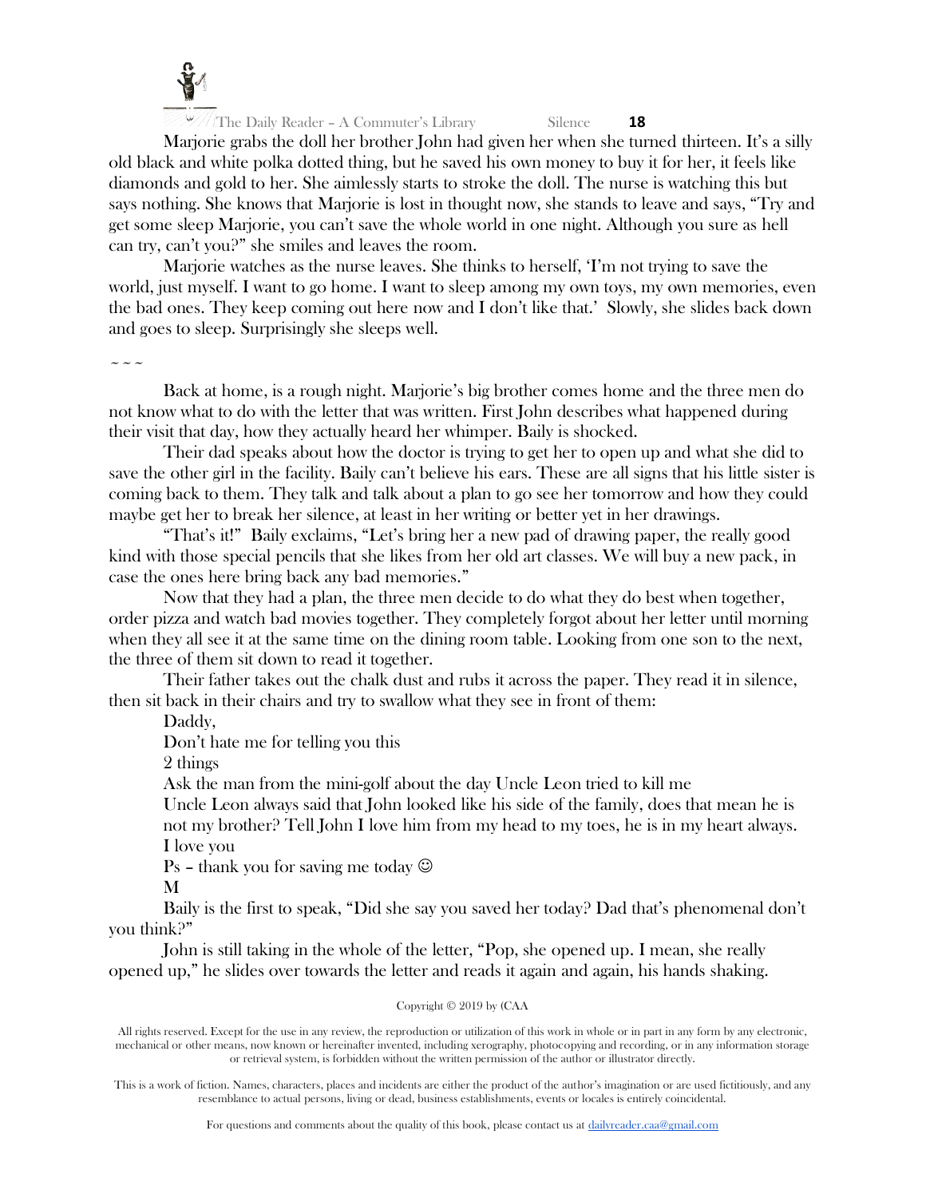Marjorie grabs the doll her brother John had given her when she turned thirteen. It's a silly old black and white polka dotted thing, but he saved his own money to buy it for her, it feels like diamonds and gold to her. She aimlessly starts to stroke the doll. The nurse is watching this but says nothing. She knows that Marjorie is lost in thought now, she stands to leave and says, "Try and get some sleep Marjorie, you can't save the whole world in one night. Although you sure as hell can try, can't you?" she smiles and leaves the room.

Marjorie watches as the nurse leaves. She thinks to herself, 'I'm not trying to save the world, just myself. I want to go home. I want to sleep among my own toys, my own memories, even the bad ones. They keep coming out here now and I don't like that.' Slowly, she slides back down and goes to sleep. Surprisingly she sleeps well.

~ ~ ~

Back at home, is a rough night. Marjorie's big brother comes home and the three men do not know what to do with the letter that was written. First John describes what happened during their visit that day, how they actually heard her whimper. Baily is shocked.

Their dad speaks about how the doctor is trying to get her to open up and what she did to save the other girl in the facility. Baily can't believe his ears. These are all signs that his little sister is coming back to them. They talk and talk about a plan to go see her tomorrow and how they could maybe get her to break her silence, at least in her writing or better yet in her drawings.

"That's it!" Baily exclaims, "Let's bring her a new pad of drawing paper, the really good kind with those special pencils that she likes from her old art classes. We will buy a new pack, in case the ones here bring back any bad memories."

Now that they had a plan, the three men decide to do what they do best when together, order pizza and watch bad movies together. They completely forgot about her letter until morning when they all see it at the same time on the dining room table. Looking from one son to the next, the three of them sit down to read it together.

Their father takes out the chalk dust and rubs it across the paper. They read it in silence, then sit back in their chairs and try to swallow what they see in front of them:

Daddy,

Don't hate me for telling you this

2 things

Ask the man from the mini-golf about the day Uncle Leon tried to kill me

Uncle Leon always said that John looked like his side of the family, does that mean he is not my brother? Tell John I love him from my head to my toes, he is in my heart always.

I love you

Ps – thank you for saving me today ☺

M

Baily is the first to speak, "Did she say you saved her today? Dad that's phenomenal don't you think?"

John is still taking in the whole of the letter, "Pop, she opened up. I mean, she really opened up," he slides over towards the letter and reads it again and again, his hands shaking.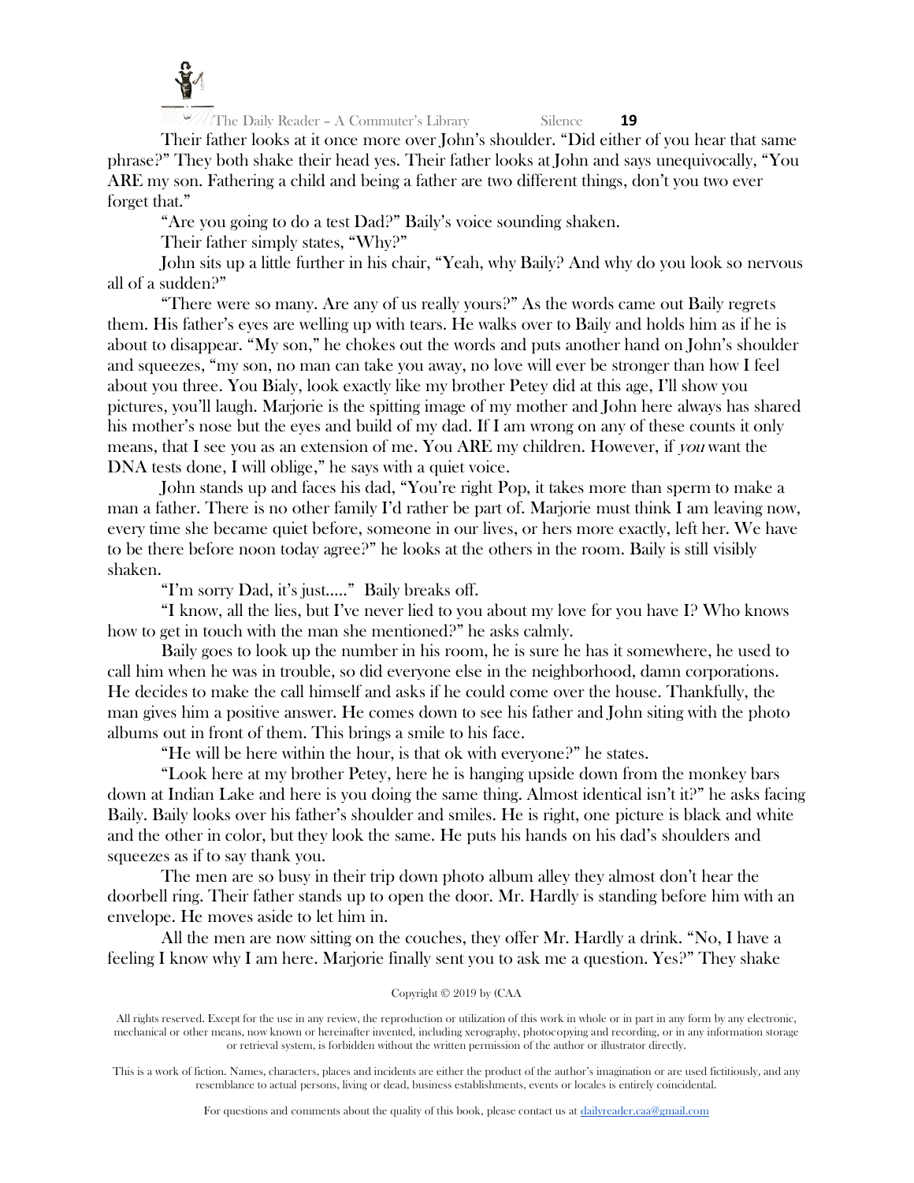Their father looks at it once more over John's shoulder. "Did either of you hear that same phrase?" They both shake their head yes. Their father looks at John and says unequivocally, "You ARE my son. Fathering a child and being a father are two different things, don't you two ever forget that."

"Are you going to do a test Dad?" Baily's voice sounding shaken.

Their father simply states, "Why?"

John sits up a little further in his chair, "Yeah, why Baily? And why do you look so nervous all of a sudden?"

"There were so many. Are any of us really yours?" As the words came out Baily regrets them. His father's eyes are welling up with tears. He walks over to Baily and holds him as if he is about to disappear. "My son," he chokes out the words and puts another hand on John's shoulder and squeezes, "my son, no man can take you away, no love will ever be stronger than how I feel about you three. You Bialy, look exactly like my brother Petey did at this age, I'll show you pictures, you'll laugh. Marjorie is the spitting image of my mother and John here always has shared his mother's nose but the eyes and build of my dad. If I am wrong on any of these counts it only means, that I see you as an extension of me. You ARE my children. However, if *you* want the DNA tests done, I will oblige," he says with a quiet voice.

John stands up and faces his dad, "You're right Pop, it takes more than sperm to make a man a father. There is no other family I'd rather be part of. Marjorie must think I am leaving now, every time she became quiet before, someone in our lives, or hers more exactly, left her. We have to be there before noon today agree?" he looks at the others in the room. Baily is still visibly shaken.

"I'm sorry Dad, it's just....." Baily breaks off.

"I know, all the lies, but I've never lied to you about my love for you have I? Who knows how to get in touch with the man she mentioned?" he asks calmly.

Baily goes to look up the number in his room, he is sure he has it somewhere, he used to call him when he was in trouble, so did everyone else in the neighborhood, damn corporations. He decides to make the call himself and asks if he could come over the house. Thankfully, the man gives him a positive answer. He comes down to see his father and John siting with the photo albums out in front of them. This brings a smile to his face.

"He will be here within the hour, is that ok with everyone?" he states.

"Look here at my brother Petey, here he is hanging upside down from the monkey bars down at Indian Lake and here is you doing the same thing. Almost identical isn't it?" he asks facing Baily. Baily looks over his father's shoulder and smiles. He is right, one picture is black and white and the other in color, but they look the same. He puts his hands on his dad's shoulders and squeezes as if to say thank you.

The men are so busy in their trip down photo album alley they almost don't hear the doorbell ring. Their father stands up to open the door. Mr. Hardly is standing before him with an envelope. He moves aside to let him in.

All the men are now sitting on the couches, they offer Mr. Hardly a drink. "No, I have a feeling I know why I am here. Marjorie finally sent you to ask me a question. Yes?" They shake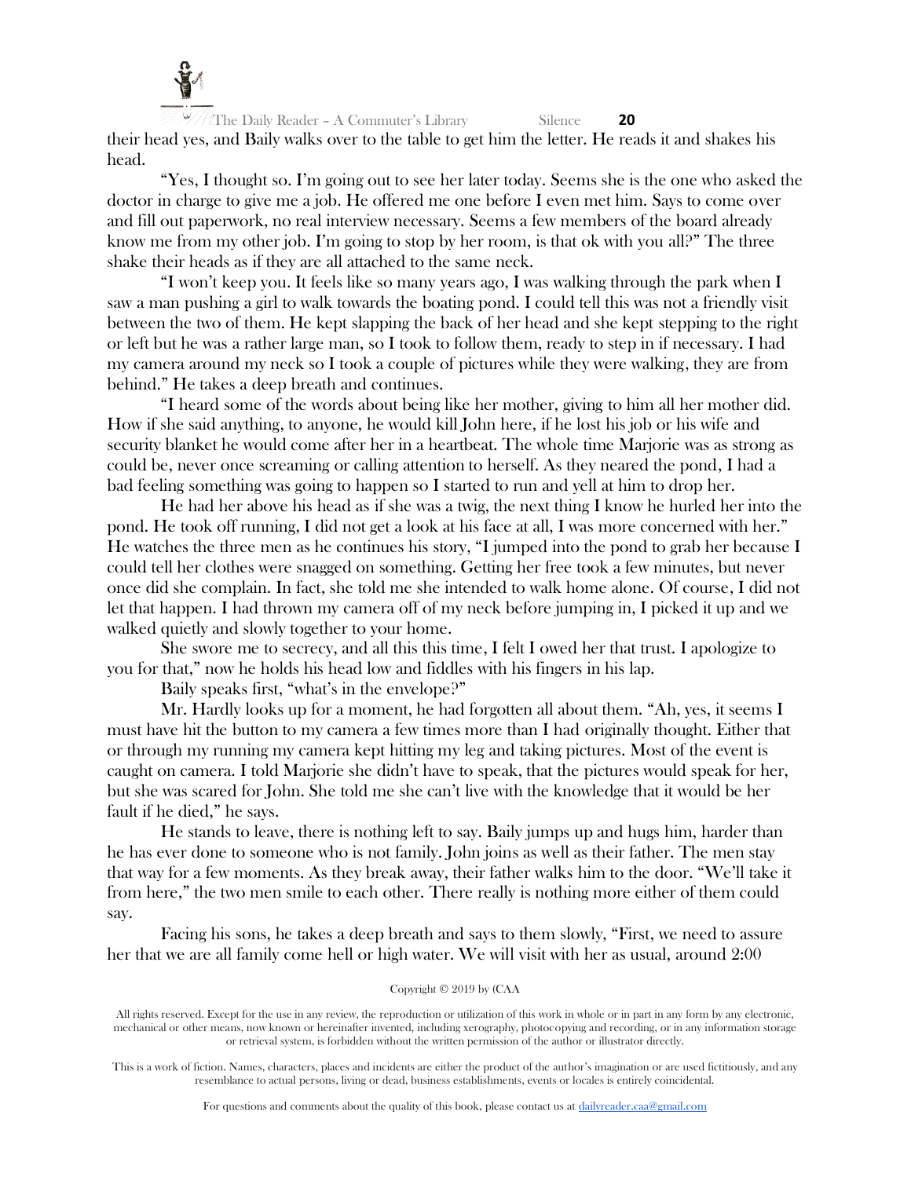their head yes, and Baily walks over to the table to get him the letter. He reads it and shakes his head.

"Yes, I thought so. I'm going out to see her later today. Seems she is the one who asked the doctor in charge to give me a job. He offered me one before I even met him. Says to come over and fill out paperwork, no real interview necessary. Seems a few members of the board already know me from my other job. I'm going to stop by her room, is that ok with you all?" The three shake their heads as if they are all attached to the same neck.

"I won't keep you. It feels like so many years ago, I was walking through the park when I saw a man pushing a girl to walk towards the boating pond. I could tell this was not a friendly visit between the two of them. He kept slapping the back of her head and she kept stepping to the right or left but he was a rather large man, so I took to follow them, ready to step in if necessary. I had my camera around my neck so I took a couple of pictures while they were walking, they are from behind." He takes a deep breath and continues.

"I heard some of the words about being like her mother, giving to him all her mother did. How if she said anything, to anyone, he would kill John here, if he lost his job or his wife and security blanket he would come after her in a heartbeat. The whole time Marjorie was as strong as could be, never once screaming or calling attention to herself. As they neared the pond, I had a bad feeling something was going to happen so I started to run and yell at him to drop her.

He had her above his head as if she was a twig, the next thing I know he hurled her into the pond. He took off running, I did not get a look at his face at all, I was more concerned with her." He watches the three men as he continues his story, "I jumped into the pond to grab her because I could tell her clothes were snagged on something. Getting her free took a few minutes, but never once did she complain. In fact, she told me she intended to walk home alone. Of course, I did not let that happen. I had thrown my camera off of my neck before jumping in, I picked it up and we walked quietly and slowly together to your home.

She swore me to secrecy, and all this this time, I felt I owed her that trust. I apologize to you for that," now he holds his head low and fiddles with his fingers in his lap.

Baily speaks first, "what's in the envelope?"

Mr. Hardly looks up for a moment, he had forgotten all about them. "Ah, yes, it seems I must have hit the button to my camera a few times more than I had originally thought. Either that or through my running my camera kept hitting my leg and taking pictures. Most of the event is caught on camera. I told Marjorie she didn't have to speak, that the pictures would speak for her, but she was scared for John. She told me she can't live with the knowledge that it would be her fault if he died," he says.

He stands to leave, there is nothing left to say. Baily jumps up and hugs him, harder than he has ever done to someone who is not family. John joins as well as their father. The men stay that way for a few moments. As they break away, their father walks him to the door. "We'll take it from here," the two men smile to each other. There really is nothing more either of them could say.

Facing his sons, he takes a deep breath and says to them slowly, "First, we need to assure her that we are all family come hell or high water. We will visit with her as usual, around 2:00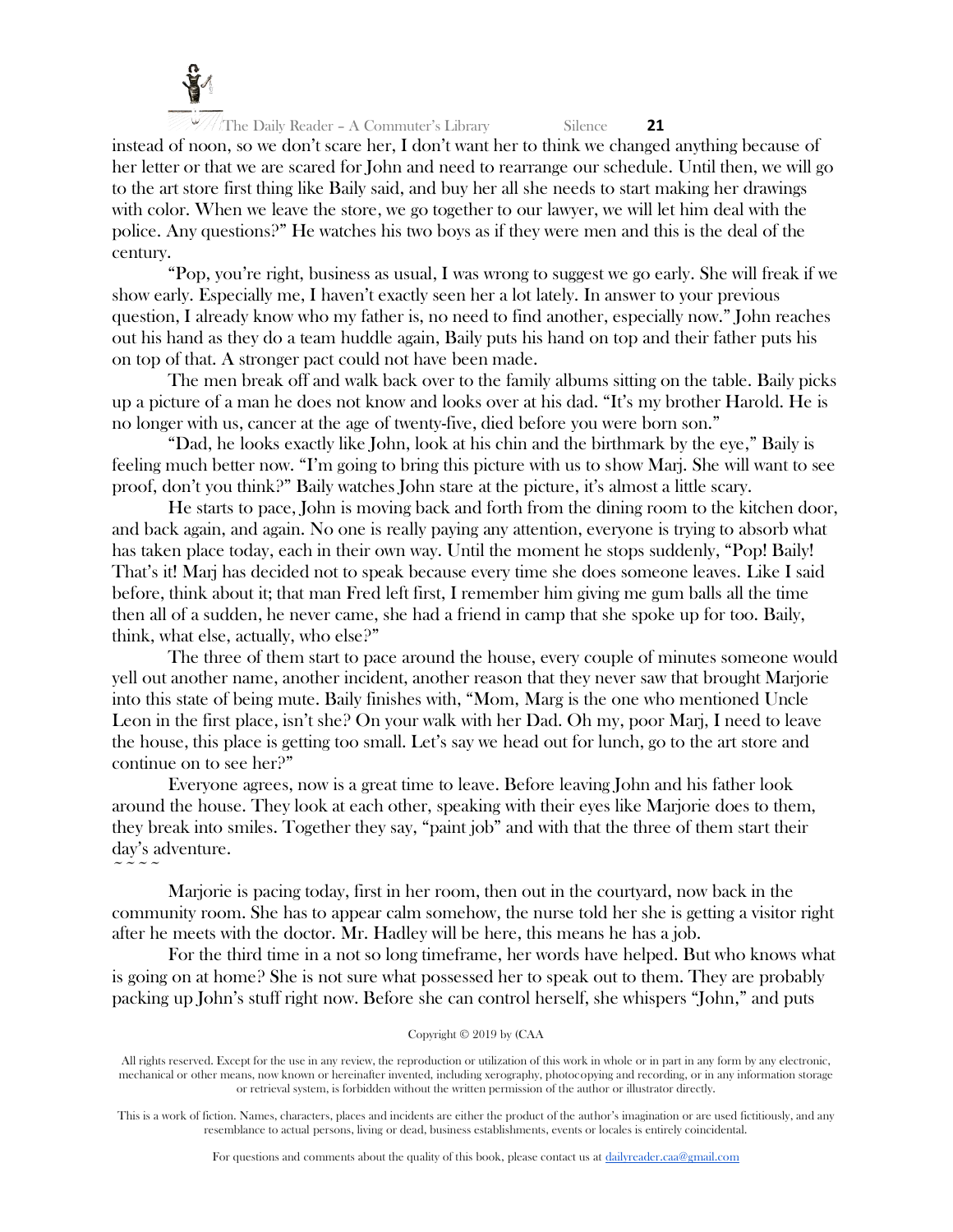instead of noon, so we don't scare her, I don't want her to think we changed anything because of her letter or that we are scared for John and need to rearrange our schedule. Until then, we will go to the art store first thing like Baily said, and buy her all she needs to start making her drawings with color. When we leave the store, we go together to our lawyer, we will let him deal with the police. Any questions?" He watches his two boys as if they were men and this is the deal of the century.

"Pop, you're right, business as usual, I was wrong to suggest we go early. She will freak if we show early. Especially me, I haven't exactly seen her a lot lately. In answer to your previous question, I already know who my father is, no need to find another, especially now." John reaches out his hand as they do a team huddle again, Baily puts his hand on top and their father puts his on top of that. A stronger pact could not have been made.

The men break off and walk back over to the family albums sitting on the table. Baily picks up a picture of a man he does not know and looks over at his dad. "It's my brother Harold. He is no longer with us, cancer at the age of twenty-five, died before you were born son."

"Dad, he looks exactly like John, look at his chin and the birthmark by the eye," Baily is feeling much better now. "I'm going to bring this picture with us to show Marj. She will want to see proof, don't you think?" Baily watches John stare at the picture, it's almost a little scary.

He starts to pace, John is moving back and forth from the dining room to the kitchen door, and back again, and again. No one is really paying any attention, everyone is trying to absorb what has taken place today, each in their own way. Until the moment he stops suddenly, "Pop! Baily! That's it! Marj has decided not to speak because every time she does someone leaves. Like I said before, think about it; that man Fred left first, I remember him giving me gum balls all the time then all of a sudden, he never came, she had a friend in camp that she spoke up for too. Baily, think, what else, actually, who else?"

The three of them start to pace around the house, every couple of minutes someone would yell out another name, another incident, another reason that they never saw that brought Marjorie into this state of being mute. Baily finishes with, "Mom, Marg is the one who mentioned Uncle Leon in the first place, isn't she? On your walk with her Dad. Oh my, poor Marj, I need to leave the house, this place is getting too small. Let's say we head out for lunch, go to the art store and continue on to see her?"

Everyone agrees, now is a great time to leave. Before leaving John and his father look around the house. They look at each other, speaking with their eyes like Marjorie does to them, they break into smiles. Together they say, "paint job" and with that the three of them start their day's adventure.

~ ~ ~ ~

Marjorie is pacing today, first in her room, then out in the courtyard, now back in the community room. She has to appear calm somehow, the nurse told her she is getting a visitor right after he meets with the doctor. Mr. Hadley will be here, this means he has a job.

For the third time in a not so long timeframe, her words have helped. But who knows what is going on at home? She is not sure what possessed her to speak out to them. They are probably packing up John's stuff right now. Before she can control herself, she whispers "John," and puts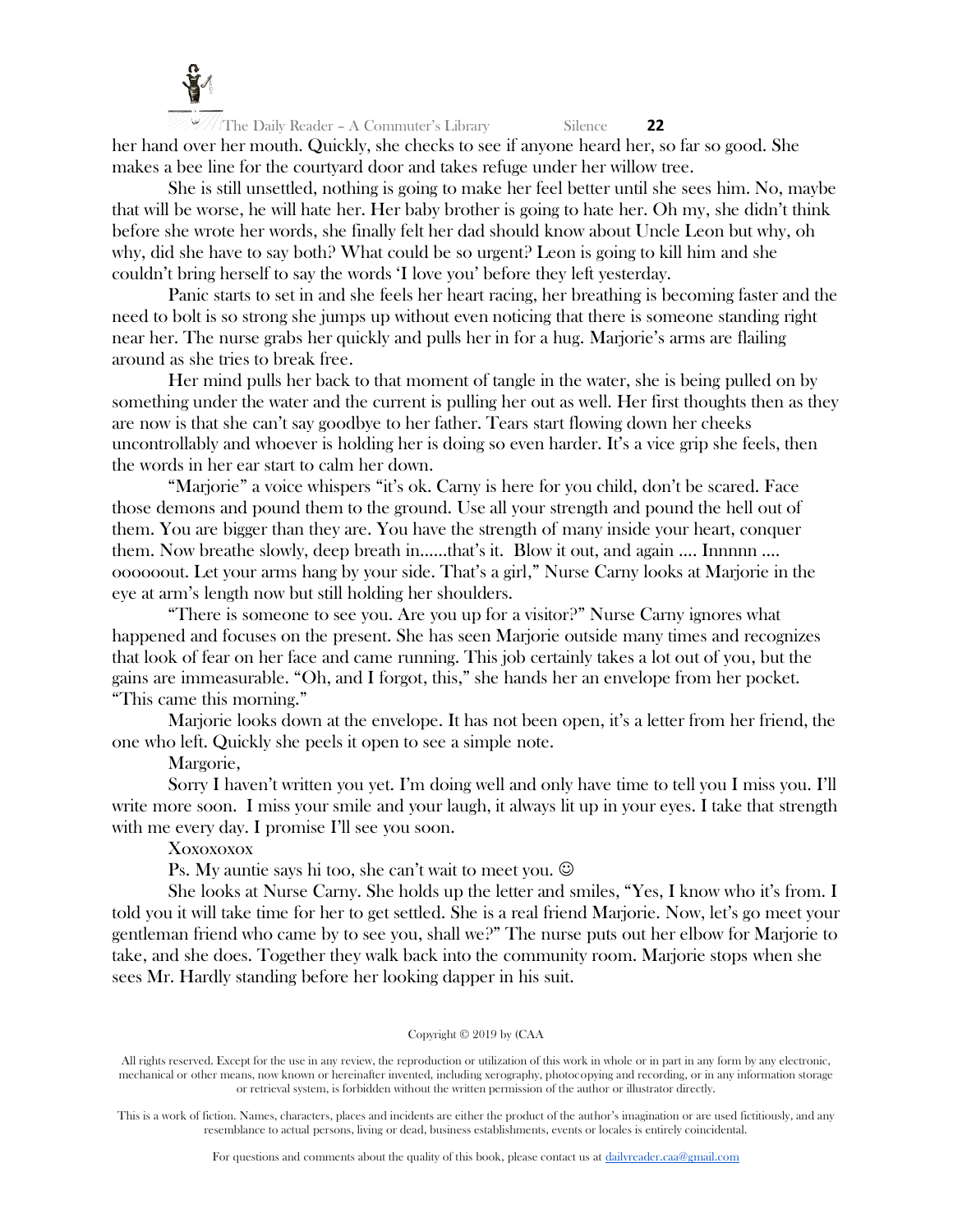her hand over her mouth. Quickly, she checks to see if anyone heard her, so far so good. She makes a bee line for the courtyard door and takes refuge under her willow tree.

She is still unsettled, nothing is going to make her feel better until she sees him. No, maybe that will be worse, he will hate her. Her baby brother is going to hate her. Oh my, she didn't think before she wrote her words, she finally felt her dad should know about Uncle Leon but why, oh why, did she have to say both? What could be so urgent? Leon is going to kill him and she couldn't bring herself to say the words 'I love you' before they left yesterday.

Panic starts to set in and she feels her heart racing, her breathing is becoming faster and the need to bolt is so strong she jumps up without even noticing that there is someone standing right near her. The nurse grabs her quickly and pulls her in for a hug. Marjorie's arms are flailing around as she tries to break free.

Her mind pulls her back to that moment of tangle in the water, she is being pulled on by something under the water and the current is pulling her out as well. Her first thoughts then as they are now is that she can't say goodbye to her father. Tears start flowing down her cheeks uncontrollably and whoever is holding her is doing so even harder. It's a vice grip she feels, then the words in her ear start to calm her down.

"Marjorie" a voice whispers "it's ok. Carny is here for you child, don't be scared. Face those demons and pound them to the ground. Use all your strength and pound the hell out of them. You are bigger than they are. You have the strength of many inside your heart, conquer them. Now breathe slowly, deep breath in......that's it. Blow it out, and again .... Innnnn .... oooooout. Let your arms hang by your side. That's a girl," Nurse Carny looks at Marjorie in the eye at arm's length now but still holding her shoulders.

"There is someone to see you. Are you up for a visitor?" Nurse Carny ignores what happened and focuses on the present. She has seen Marjorie outside many times and recognizes that look of fear on her face and came running. This job certainly takes a lot out of you, but the gains are immeasurable. "Oh, and I forgot, this," she hands her an envelope from her pocket. "This came this morning."

Marjorie looks down at the envelope. It has not been open, it's a letter from her friend, the one who left. Quickly she peels it open to see a simple note.

Margorie,

Sorry I haven't written you yet. I'm doing well and only have time to tell you I miss you. I'll write more soon. I miss your smile and your laugh, it always lit up in your eyes. I take that strength with me every day. I promise I'll see you soon.

Xoxoxoxox

Ps. My auntie says hi too, she can't wait to meet you. ☺

She looks at Nurse Carny. She holds up the letter and smiles, "Yes, I know who it's from. I told you it will take time for her to get settled. She is a real friend Marjorie. Now, let's go meet your gentleman friend who came by to see you, shall we?" The nurse puts out her elbow for Marjorie to take, and she does. Together they walk back into the community room. Marjorie stops when she sees Mr. Hardly standing before her looking dapper in his suit.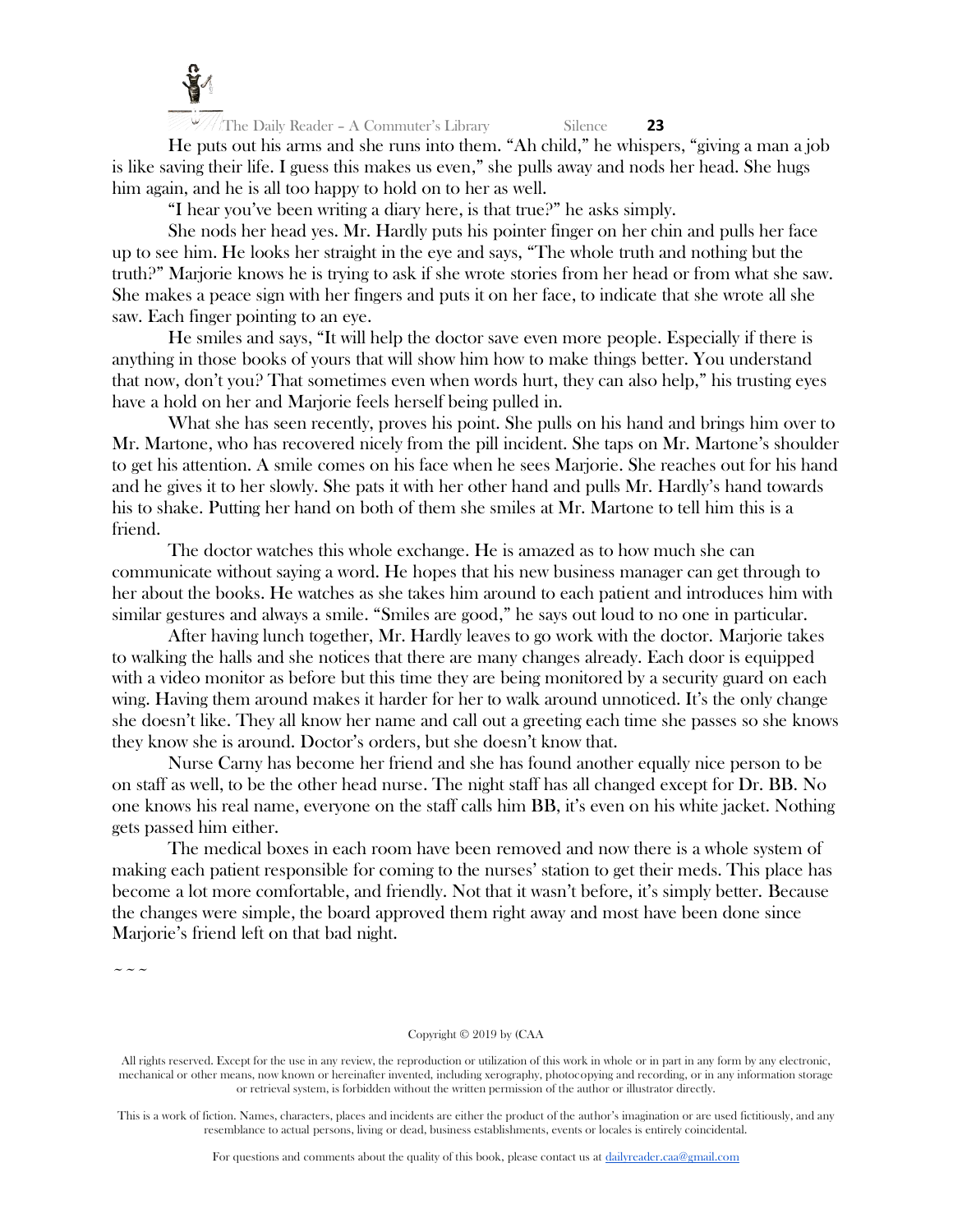He puts out his arms and she runs into them. “Ah child,” he whispers, “giving a man a job is like saving their life. I guess this makes us even,” she pulls away and nods her head. She hugs him again, and he is all too happy to hold on to her as well.

“I hear you’ve been writing a diary here, is that true?” he asks simply.

She nods her head yes. Mr. Hardly puts his pointer finger on her chin and pulls her face up to see him. He looks her straight in the eye and says, “The whole truth and nothing but the truth?” Marjorie knows he is trying to ask if she wrote stories from her head or from what she saw. She makes a peace sign with her fingers and puts it on her face, to indicate that she wrote all she saw. Each finger pointing to an eye.

He smiles and says, “It will help the doctor save even more people. Especially if there is anything in those books of yours that will show him how to make things better. You understand that now, don’t you? That sometimes even when words hurt, they can also help,” his trusting eyes have a hold on her and Marjorie feels herself being pulled in.

What she has seen recently, proves his point. She pulls on his hand and brings him over to Mr. Martone, who has recovered nicely from the pill incident. She taps on Mr. Martone’s shoulder to get his attention. A smile comes on his face when he sees Marjorie. She reaches out for his hand and he gives it to her slowly. She pats it with her other hand and pulls Mr. Hardly’s hand towards his to shake. Putting her hand on both of them she smiles at Mr. Martone to tell him this is a friend.

The doctor watches this whole exchange. He is amazed as to how much she can communicate without saying a word. He hopes that his new business manager can get through to her about the books. He watches as she takes him around to each patient and introduces him with similar gestures and always a smile. “Smiles are good,” he says out loud to no one in particular.

After having lunch together, Mr. Hardly leaves to go work with the doctor. Marjorie takes to walking the halls and she notices that there are many changes already. Each door is equipped with a video monitor as before but this time they are being monitored by a security guard on each wing. Having them around makes it harder for her to walk around unnoticed. It’s the only change she doesn’t like. They all know her name and call out a greeting each time she passes so she knows they know she is around. Doctor’s orders, but she doesn’t know that.

Nurse Carny has become her friend and she has found another equally nice person to be on staff as well, to be the other head nurse. The night staff has all changed except for Dr. BB. No one knows his real name, everyone on the staff calls him BB, it’s even on his white jacket. Nothing gets passed him either.

The medical boxes in each room have been removed and now there is a whole system of making each patient responsible for coming to the nurses’ station to get their meds. This place has become a lot more comfortable, and friendly. Not that it wasn’t before, it’s simply better. Because the changes were simple, the board approved them right away and most have been done since Marjorie’s friend left on that bad night.

~ ~ ~

Copyright © 2019 by (CAA

All rights reserved. Except for the use in any review, the reproduction or utilization of this work in whole or in part in any form by any electronic, mechanical or other means, now known or hereinafter invented, including xerography, photocopying and recording, or in any information storage or retrieval system, is forbidden without the written permission of the author or illustrator directly.

This is a work of fiction. Names, characters, places and incidents are either the product of the author’s imagination or are used fictitiously, and any resemblance to actual persons, living or dead, business establishments, events or locales is entirely coincidental.

For questions and comments about the quality of this book, please contact us at dailyreader.caa@gmail.com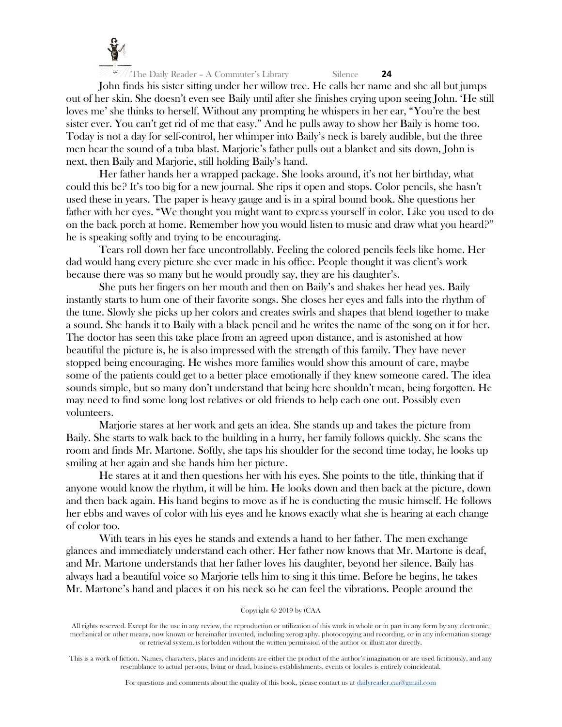John finds his sister sitting under her willow tree. He calls her name and she all but jumps out of her skin. She doesn't even see Baily until after she finishes crying upon seeing John. 'He still loves me' she thinks to herself. Without any prompting he whispers in her ear, "You're the best sister ever. You can't get rid of me that easy." And he pulls away to show her Baily is home too. Today is not a day for self-control, her whimper into Baily's neck is barely audible, but the three men hear the sound of a tuba blast. Marjorie's father pulls out a blanket and sits down, John is next, then Baily and Marjorie, still holding Baily's hand.

Her father hands her a wrapped package. She looks around, it's not her birthday, what could this be? It's too big for a new journal. She rips it open and stops. Color pencils, she hasn't used these in years. The paper is heavy gauge and is in a spiral bound book. She questions her father with her eyes. "We thought you might want to express yourself in color. Like you used to do on the back porch at home. Remember how you would listen to music and draw what you heard?" he is speaking softly and trying to be encouraging.

Tears roll down her face uncontrollably. Feeling the colored pencils feels like home. Her dad would hang every picture she ever made in his office. People thought it was client's work because there was so many but he would proudly say, they are his daughter's.

She puts her fingers on her mouth and then on Baily's and shakes her head yes. Baily instantly starts to hum one of their favorite songs. She closes her eyes and falls into the rhythm of the tune. Slowly she picks up her colors and creates swirls and shapes that blend together to make a sound. She hands it to Baily with a black pencil and he writes the name of the song on it for her. The doctor has seen this take place from an agreed upon distance, and is astonished at how beautiful the picture is, he is also impressed with the strength of this family. They have never stopped being encouraging. He wishes more families would show this amount of care, maybe some of the patients could get to a better place emotionally if they knew someone cared. The idea sounds simple, but so many don't understand that being here shouldn't mean, being forgotten. He may need to find some long lost relatives or old friends to help each one out. Possibly even volunteers.

Marjorie stares at her work and gets an idea. She stands up and takes the picture from Baily. She starts to walk back to the building in a hurry, her family follows quickly. She scans the room and finds Mr. Martone. Softly, she taps his shoulder for the second time today, he looks up smiling at her again and she hands him her picture.

He stares at it and then questions her with his eyes. She points to the title, thinking that if anyone would know the rhythm, it will be him. He looks down and then back at the picture, down and then back again. His hand begins to move as if he is conducting the music himself. He follows her ebbs and waves of color with his eyes and he knows exactly what she is hearing at each change of color too.

With tears in his eyes he stands and extends a hand to her father. The men exchange glances and immediately understand each other. Her father now knows that Mr. Martone is deaf, and Mr. Martone understands that her father loves his daughter, beyond her silence. Baily has always had a beautiful voice so Marjorie tells him to sing it this time. Before he begins, he takes Mr. Martone's hand and places it on his neck so he can feel the vibrations. People around the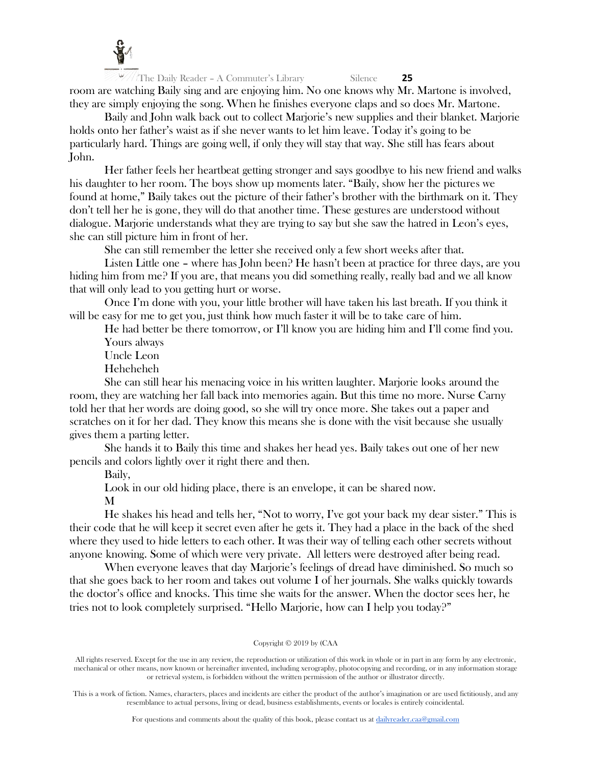room are watching Baily sing and are enjoying him. No one knows why Mr. Martone is involved, they are simply enjoying the song. When he finishes everyone claps and so does Mr. Martone.

Baily and John walk back out to collect Marjorie's new supplies and their blanket. Marjorie holds onto her father's waist as if she never wants to let him leave. Today it's going to be particularly hard. Things are going well, if only they will stay that way. She still has fears about John.

Her father feels her heartbeat getting stronger and says goodbye to his new friend and walks his daughter to her room. The boys show up moments later. "Baily, show her the pictures we found at home," Baily takes out the picture of their father's brother with the birthmark on it. They don't tell her he is gone, they will do that another time. These gestures are understood without dialogue. Marjorie understands what they are trying to say but she saw the hatred in Leon's eyes, she can still picture him in front of her.

She can still remember the letter she received only a few short weeks after that.

Listen Little one – where has John been? He hasn't been at practice for three days, are you hiding him from me? If you are, that means you did something really, really bad and we all know that will only lead to you getting hurt or worse.

Once I'm done with you, your little brother will have taken his last breath. If you think it will be easy for me to get you, just think how much faster it will be to take care of him.

He had better be there tomorrow, or I'll know you are hiding him and I'll come find you.

Yours always

Uncle Leon

Heheheheh

She can still hear his menacing voice in his written laughter. Marjorie looks around the room, they are watching her fall back into memories again. But this time no more. Nurse Carny told her that her words are doing good, so she will try once more. She takes out a paper and scratches on it for her dad. They know this means she is done with the visit because she usually gives them a parting letter.

She hands it to Baily this time and shakes her head yes. Baily takes out one of her new pencils and colors lightly over it right there and then.

Baily,

Look in our old hiding place, there is an envelope, it can be shared now.

M

He shakes his head and tells her, "Not to worry, I've got your back my dear sister." This is their code that he will keep it secret even after he gets it. They had a place in the back of the shed where they used to hide letters to each other. It was their way of telling each other secrets without anyone knowing. Some of which were very private. All letters were destroyed after being read.

When everyone leaves that day Marjorie's feelings of dread have diminished. So much so that she goes back to her room and takes out volume I of her journals. She walks quickly towards the doctor's office and knocks. This time she waits for the answer. When the doctor sees her, he tries not to look completely surprised. "Hello Marjorie, how can I help you today?"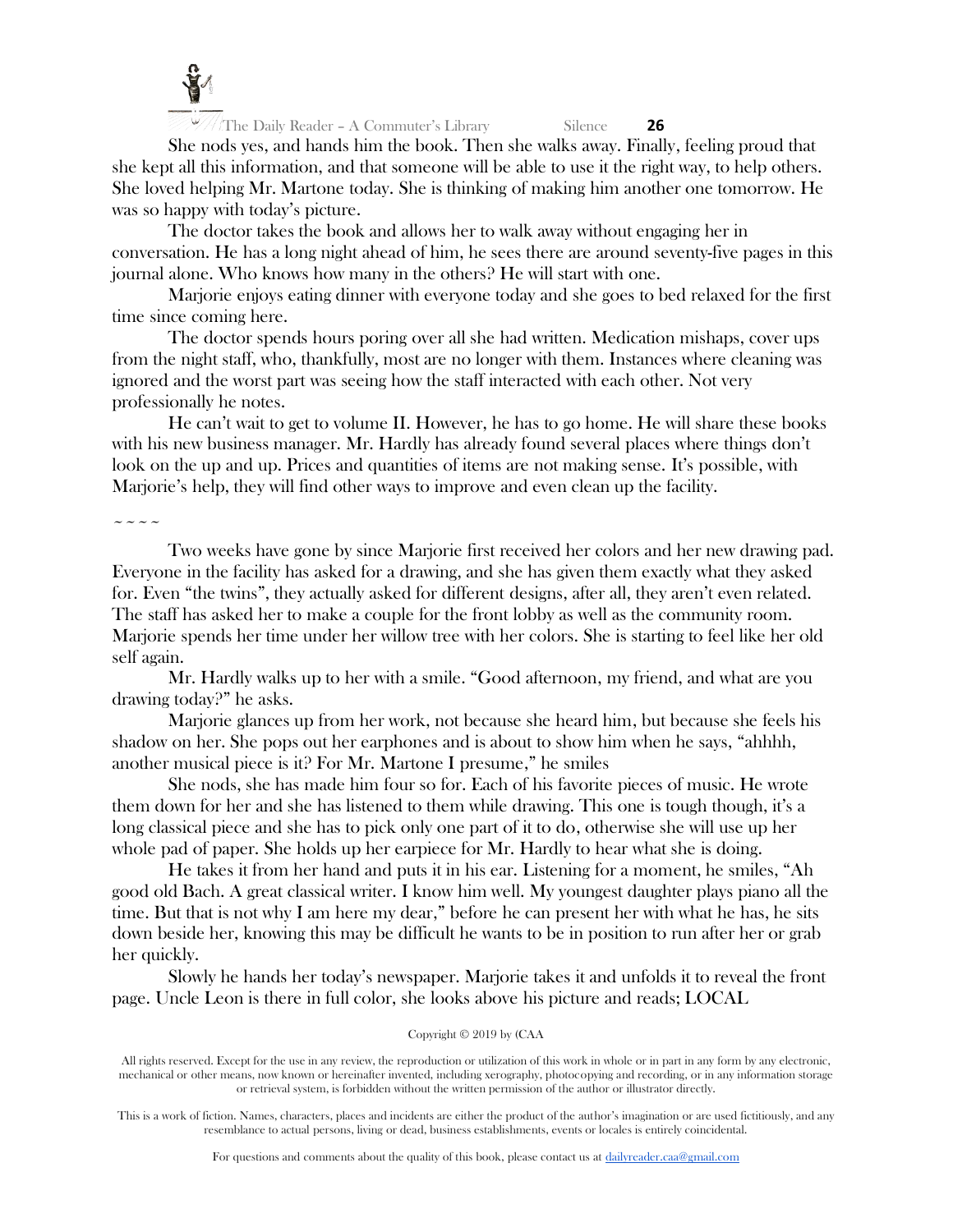She nods yes, and hands him the book. Then she walks away. Finally, feeling proud that she kept all this information, and that someone will be able to use it the right way, to help others. She loved helping Mr. Martone today. She is thinking of making him another one tomorrow. He was so happy with today's picture.

The doctor takes the book and allows her to walk away without engaging her in conversation. He has a long night ahead of him, he sees there are around seventy-five pages in this journal alone. Who knows how many in the others? He will start with one.

Marjorie enjoys eating dinner with everyone today and she goes to bed relaxed for the first time since coming here.

The doctor spends hours poring over all she had written. Medication mishaps, cover ups from the night staff, who, thankfully, most are no longer with them. Instances where cleaning was ignored and the worst part was seeing how the staff interacted with each other. Not very professionally he notes.

He can't wait to get to volume II. However, he has to go home. He will share these books with his new business manager. Mr. Hardly has already found several places where things don't look on the up and up. Prices and quantities of items are not making sense. It's possible, with Marjorie's help, they will find other ways to improve and even clean up the facility.

~ ~ ~ ~

Two weeks have gone by since Marjorie first received her colors and her new drawing pad. Everyone in the facility has asked for a drawing, and she has given them exactly what they asked for. Even "the twins", they actually asked for different designs, after all, they aren't even related. The staff has asked her to make a couple for the front lobby as well as the community room. Marjorie spends her time under her willow tree with her colors. She is starting to feel like her old self again.

Mr. Hardly walks up to her with a smile. "Good afternoon, my friend, and what are you drawing today?" he asks.

Marjorie glances up from her work, not because she heard him, but because she feels his shadow on her. She pops out her earphones and is about to show him when he says, "ahhhh, another musical piece is it? For Mr. Martone I presume," he smiles

She nods, she has made him four so for. Each of his favorite pieces of music. He wrote them down for her and she has listened to them while drawing. This one is tough though, it's a long classical piece and she has to pick only one part of it to do, otherwise she will use up her whole pad of paper. She holds up her earpiece for Mr. Hardly to hear what she is doing.

He takes it from her hand and puts it in his ear. Listening for a moment, he smiles, "Ah good old Bach. A great classical writer. I know him well. My youngest daughter plays piano all the time. But that is not why I am here my dear," before he can present her with what he has, he sits down beside her, knowing this may be difficult he wants to be in position to run after her or grab her quickly.

Slowly he hands her today's newspaper. Marjorie takes it and unfolds it to reveal the front page. Uncle Leon is there in full color, she looks above his picture and reads; LOCAL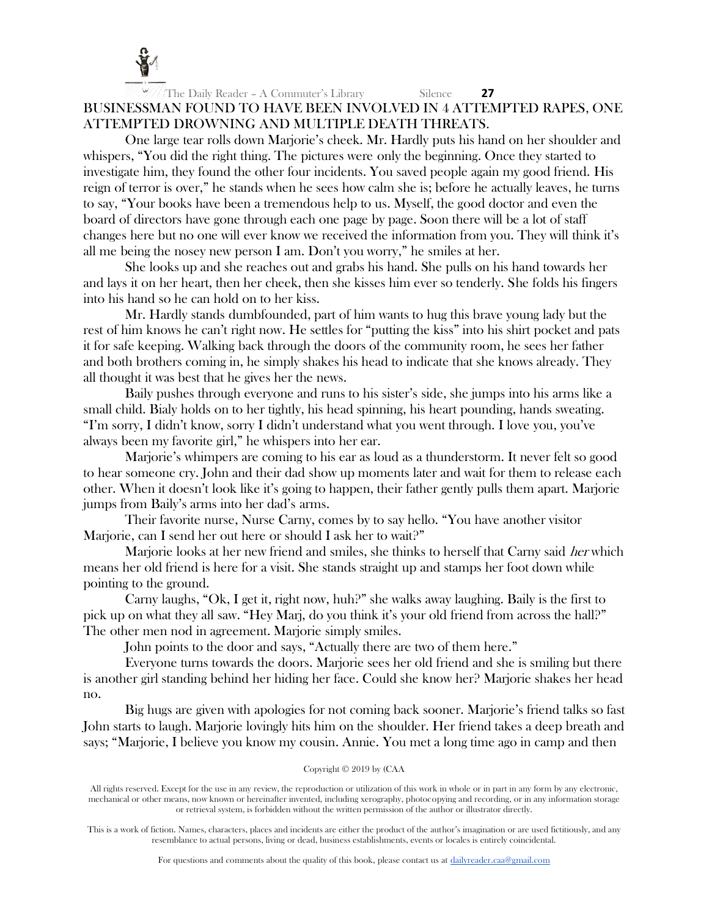BUSINESSMAN FOUND TO HAVE BEEN INVOLVED IN 4 ATTEMPTED RAPES, ONE ATTEMPTED DROWNING AND MULTIPLE DEATH THREATS.

One large tear rolls down Marjorie's cheek. Mr. Hardly puts his hand on her shoulder and whispers, "You did the right thing. The pictures were only the beginning. Once they started to investigate him, they found the other four incidents. You saved people again my good friend. His reign of terror is over," he stands when he sees how calm she is; before he actually leaves, he turns to say, "Your books have been a tremendous help to us. Myself, the good doctor and even the board of directors have gone through each one page by page. Soon there will be a lot of staff changes here but no one will ever know we received the information from you. They will think it's all me being the nosey new person I am. Don't you worry," he smiles at her.

She looks up and she reaches out and grabs his hand. She pulls on his hand towards her and lays it on her heart, then her cheek, then she kisses him ever so tenderly. She folds his fingers into his hand so he can hold on to her kiss.

Mr. Hardly stands dumbfounded, part of him wants to hug this brave young lady but the rest of him knows he can't right now. He settles for "putting the kiss" into his shirt pocket and pats it for safe keeping. Walking back through the doors of the community room, he sees her father and both brothers coming in, he simply shakes his head to indicate that she knows already. They all thought it was best that he gives her the news.

Baily pushes through everyone and runs to his sister's side, she jumps into his arms like a small child. Bialy holds on to her tightly, his head spinning, his heart pounding, hands sweating. "I'm sorry, I didn't know, sorry I didn't understand what you went through. I love you, you've always been my favorite girl," he whispers into her ear.

Marjorie's whimpers are coming to his ear as loud as a thunderstorm. It never felt so good to hear someone cry. John and their dad show up moments later and wait for them to release each other. When it doesn't look like it's going to happen, their father gently pulls them apart. Marjorie jumps from Baily's arms into her dad's arms.

Their favorite nurse, Nurse Carny, comes by to say hello. "You have another visitor Marjorie, can I send her out here or should I ask her to wait?"

Marjorie looks at her new friend and smiles, she thinks to herself that Carny said *her* which means her old friend is here for a visit. She stands straight up and stamps her foot down while pointing to the ground.

Carny laughs, "Ok, I get it, right now, huh?" she walks away laughing. Baily is the first to pick up on what they all saw. "Hey Marj, do you think it's your old friend from across the hall?" The other men nod in agreement. Marjorie simply smiles.

John points to the door and says, "Actually there are two of them here."

Everyone turns towards the doors. Marjorie sees her old friend and she is smiling but there is another girl standing behind her hiding her face. Could she know her? Marjorie shakes her head no.

Big hugs are given with apologies for not coming back sooner. Marjorie's friend talks so fast John starts to laugh. Marjorie lovingly hits him on the shoulder. Her friend takes a deep breath and says; "Marjorie, I believe you know my cousin. Annie. You met a long time ago in camp and then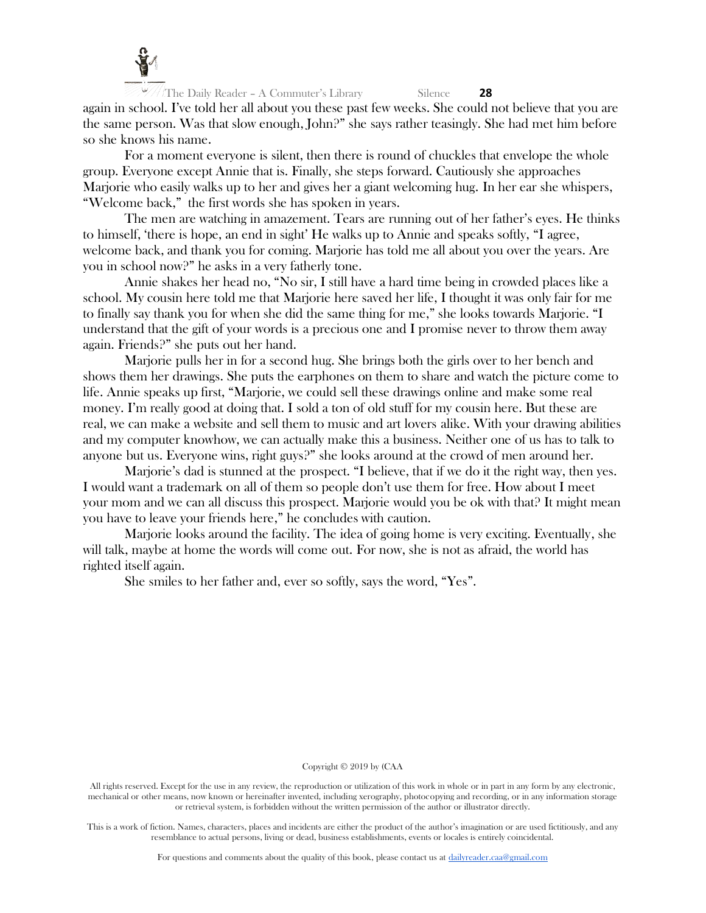again in school. I've told her all about you these past few weeks. She could not believe that you are the same person. Was that slow enough, John?" she says rather teasingly. She had met him before so she knows his name.

For a moment everyone is silent, then there is round of chuckles that envelope the whole group. Everyone except Annie that is. Finally, she steps forward. Cautiously she approaches Marjorie who easily walks up to her and gives her a giant welcoming hug. In her ear she whispers, "Welcome back," the first words she has spoken in years.

The men are watching in amazement. Tears are running out of her father's eyes. He thinks to himself, 'there is hope, an end in sight' He walks up to Annie and speaks softly, "I agree, welcome back, and thank you for coming. Marjorie has told me all about you over the years. Are you in school now?" he asks in a very fatherly tone.

Annie shakes her head no, "No sir, I still have a hard time being in crowded places like a school. My cousin here told me that Marjorie here saved her life, I thought it was only fair for me to finally say thank you for when she did the same thing for me," she looks towards Marjorie. "I understand that the gift of your words is a precious one and I promise never to throw them away again. Friends?" she puts out her hand.

Marjorie pulls her in for a second hug. She brings both the girls over to her bench and shows them her drawings. She puts the earphones on them to share and watch the picture come to life. Annie speaks up first, "Marjorie, we could sell these drawings online and make some real money. I'm really good at doing that. I sold a ton of old stuff for my cousin here. But these are real, we can make a website and sell them to music and art lovers alike. With your drawing abilities and my computer knowhow, we can actually make this a business. Neither one of us has to talk to anyone but us. Everyone wins, right guys?" she looks around at the crowd of men around her.

Marjorie's dad is stunned at the prospect. "I believe, that if we do it the right way, then yes. I would want a trademark on all of them so people don't use them for free. How about I meet your mom and we can all discuss this prospect. Marjorie would you be ok with that? It might mean you have to leave your friends here," he concludes with caution.

Marjorie looks around the facility. The idea of going home is very exciting. Eventually, she will talk, maybe at home the words will come out. For now, she is not as afraid, the world has righted itself again.

She smiles to her father and, ever so softly, says the word, "Yes".

Copyright © 2019 by (CAA

All rights reserved. Except for the use in any review, the reproduction or utilization of this work in whole or in part in any form by any electronic, mechanical or other means, now known or hereinafter invented, including xerography, photocopying and recording, or in any information storage or retrieval system, is forbidden without the written permission of the author or illustrator directly.

This is a work of fiction. Names, characters, places and incidents are either the product of the author's imagination or are used fictitiously, and any resemblance to actual persons, living or dead, business establishments, events or locales is entirely coincidental.

For questions and comments about the quality of this book, please contact us at dailyreader.caa@gmail.com